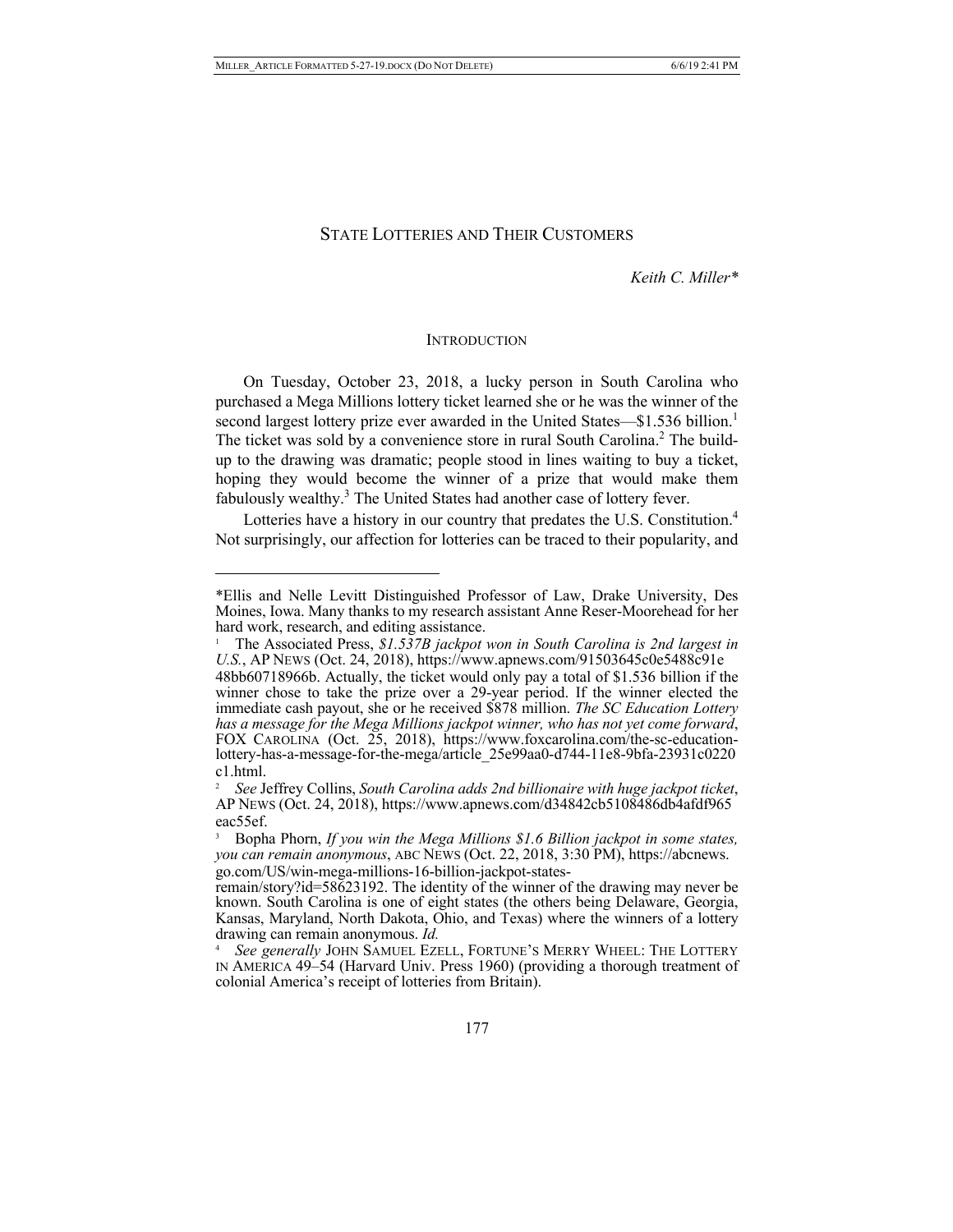# STATE LOTTERIES AND THEIR CUSTOMERS

*Keith C. Miller\**

## INTRODUCTION

On Tuesday, October 23, 2018, a lucky person in South Carolina who purchased a Mega Millions lottery ticket learned she or he was the winner of the second largest lottery prize ever awarded in the United States—$1.536 billion.[1] The ticket was sold by a convenience store in rural South Carolina.[2] The build-up to the drawing was dramatic; people stood in lines waiting to buy a ticket, hoping they would become the winner of a prize that would make them fabulously wealthy.[3] The United States had another case of lottery fever.

Lotteries have a history in our country that predates the U.S. Constitution.[4] Not surprisingly, our affection for lotteries can be traced to their popularity, and

---

\*Ellis and Nelle Levitt Distinguished Professor of Law, Drake University, Des Moines, Iowa. Many thanks to my research assistant Anne Reser-Moorehead for her hard work, research, and editing assistance.

[1] The Associated Press, *$1.537B jackpot won in South Carolina is 2nd largest in U.S.*, AP NEWS (Oct. 24, 2018), https://www.apnews.com/91503645c0e5488c91e48bb60718966b. Actually, the ticket would only pay a total of $1.536 billion if the winner chose to take the prize over a 29-year period. If the winner elected the immediate cash payout, she or he received $878 million. *The SC Education Lottery has a message for the Mega Millions jackpot winner, who has not yet come forward*, FOX CAROLINA (Oct. 25, 2018), https://www.foxcarolina.com/the-sc-education-lottery-has-a-message-for-the-mega/article_25e99aa0-d744-11e8-9bfa-23931c0220c1.html.

[2] *See* Jeffrey Collins, *South Carolina adds 2nd billionaire with huge jackpot ticket*, AP NEWS (Oct. 24, 2018), https://www.apnews.com/d34842cb5108486db4afdf965eac55ef.

[3] Bopha Phorn, *If you win the Mega Millions $1.6 Billion jackpot in some states, you can remain anonymous*, ABC NEWS (Oct. 22, 2018, 3:30 PM), https://abcnews.go.com/US/win-mega-millions-16-billion-jackpot-states-remain/story?id=58623192. The identity of the winner of the drawing may never be known. South Carolina is one of eight states (the others being Delaware, Georgia, Kansas, Maryland, North Dakota, Ohio, and Texas) where the winners of a lottery drawing can remain anonymous. *Id.*

[4] *See generally* JOHN SAMUEL EZELL, FORTUNE'S MERRY WHEEL: THE LOTTERY IN AMERICA 49–54 (Harvard Univ. Press 1960) (providing a thorough treatment of colonial America's receipt of lotteries from Britain).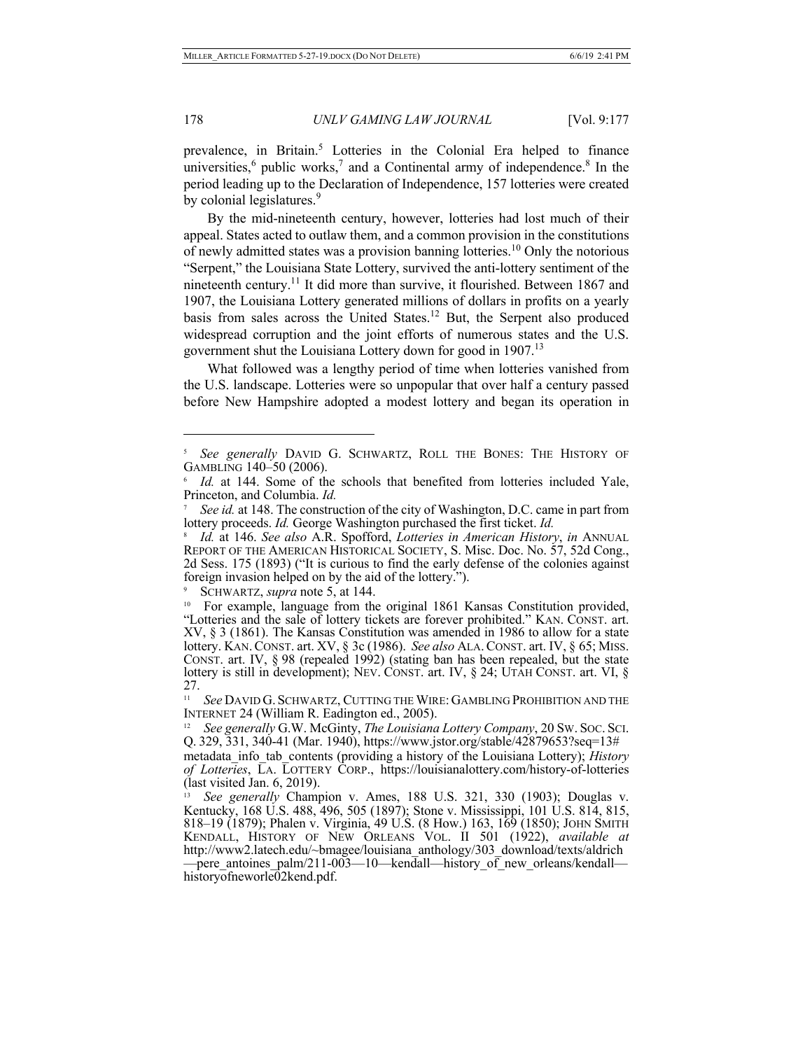prevalence, in Britain.[5] Lotteries in the Colonial Era helped to finance universities,[6] public works,[7] and a Continental army of independence.[8] In the period leading up to the Declaration of Independence, 157 lotteries were created by colonial legislatures.[9]

By the mid-nineteenth century, however, lotteries had lost much of their appeal. States acted to outlaw them, and a common provision in the constitutions of newly admitted states was a provision banning lotteries.[10] Only the notorious "Serpent," the Louisiana State Lottery, survived the anti-lottery sentiment of the nineteenth century.[11] It did more than survive, it flourished. Between 1867 and 1907, the Louisiana Lottery generated millions of dollars in profits on a yearly basis from sales across the United States.[12] But, the Serpent also produced widespread corruption and the joint efforts of numerous states and the U.S. government shut the Louisiana Lottery down for good in 1907.[13]

What followed was a lengthy period of time when lotteries vanished from the U.S. landscape. Lotteries were so unpopular that over half a century passed before New Hampshire adopted a modest lottery and began its operation in

---

[5] *See generally* DAVID G. SCHWARTZ, ROLL THE BONES: THE HISTORY OF GAMBLING 140–50 (2006).

[6] *Id.* at 144. Some of the schools that benefited from lotteries included Yale, Princeton, and Columbia. *Id.*

[7] *See id.* at 148. The construction of the city of Washington, D.C. came in part from lottery proceeds. *Id.* George Washington purchased the first ticket. *Id.*

[8] *Id.* at 146. *See also* A.R. Spofford, *Lotteries in American History*, *in* ANNUAL REPORT OF THE AMERICAN HISTORICAL SOCIETY, S. Misc. Doc. No. 57, 52d Cong., 2d Sess. 175 (1893) ("It is curious to find the early defense of the colonies against foreign invasion helped on by the aid of the lottery.").

[9] SCHWARTZ, *supra* note 5, at 144.

[10] For example, language from the original 1861 Kansas Constitution provided, "Lotteries and the sale of lottery tickets are forever prohibited." KAN. CONST. art. XV, § 3 (1861). The Kansas Constitution was amended in 1986 to allow for a state lottery. KAN. CONST. art. XV, § 3c (1986). *See also* ALA. CONST. art. IV, § 65; MISS. CONST. art. IV, § 98 (repealed 1992) (stating ban has been repealed, but the state lottery is still in development); NEV. CONST. art. IV, § 24; UTAH CONST. art. VI, § 27.

[11] *See* DAVID G. SCHWARTZ, CUTTING THE WIRE: GAMBLING PROHIBITION AND THE INTERNET 24 (William R. Eadington ed., 2005).

[12] *See generally* G.W. McGinty, *The Louisiana Lottery Company*, 20 SW. SOC. SCI. Q. 329, 331, 340-41 (Mar. 1940), https://www.jstor.org/stable/42879653?seq=13#metadata_info_tab_contents (providing a history of the Louisiana Lottery); *History of Lotteries*, LA. LOTTERY CORP., https://louisianalottery.com/history-of-lotteries (last visited Jan. 6, 2019).

[13] *See generally* Champion v. Ames, 188 U.S. 321, 330 (1903); Douglas v. Kentucky, 168 U.S. 488, 496, 505 (1897); Stone v. Mississippi, 101 U.S. 814, 815, 818–19 (1879); Phalen v. Virginia, 49 U.S. (8 How.) 163, 169 (1850); JOHN SMITH KENDALL, HISTORY OF NEW ORLEANS VOL. II 501 (1922), *available at* http://www2.latech.edu/~bmagee/louisiana_anthology/303_download/texts/aldrich—pere_antoines_palm/211-003—10—kendall—history_of_new_orleans/kendall—historyofneworle02kend.pdf.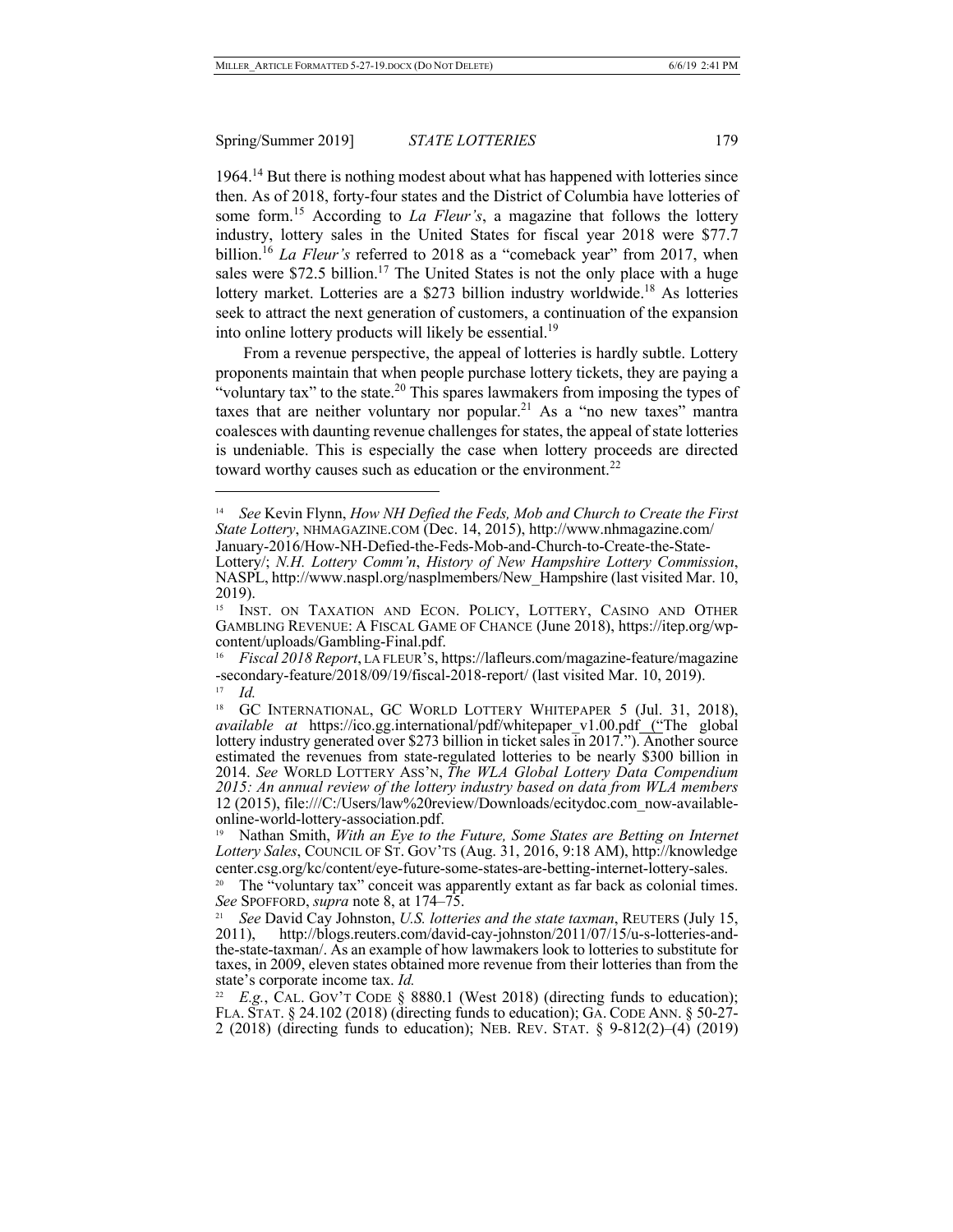1964.[14] But there is nothing modest about what has happened with lotteries since then. As of 2018, forty-four states and the District of Columbia have lotteries of some form.[15] According to *La Fleur's*, a magazine that follows the lottery industry, lottery sales in the United States for fiscal year 2018 were $77.7 billion.[16] *La Fleur's* referred to 2018 as a "comeback year" from 2017, when sales were $72.5 billion.[17] The United States is not the only place with a huge lottery market. Lotteries are a $273 billion industry worldwide.[18] As lotteries seek to attract the next generation of customers, a continuation of the expansion into online lottery products will likely be essential.[19]

From a revenue perspective, the appeal of lotteries is hardly subtle. Lottery proponents maintain that when people purchase lottery tickets, they are paying a "voluntary tax" to the state.[20] This spares lawmakers from imposing the types of taxes that are neither voluntary nor popular.[21] As a "no new taxes" mantra coalesces with daunting revenue challenges for states, the appeal of state lotteries is undeniable. This is especially the case when lottery proceeds are directed toward worthy causes such as education or the environment.[22]

---

[14] *See* Kevin Flynn, *How NH Defied the Feds, Mob and Church to Create the First State Lottery*, NHMAGAZINE.COM (Dec. 14, 2015), http://www.nhmagazine.com/January-2016/How-NH-Defied-the-Feds-Mob-and-Church-to-Create-the-State-Lottery/; *N.H. Lottery Comm'n*, *History of New Hampshire Lottery Commission*, NASPL, http://www.naspl.org/nasplmembers/New_Hampshire (last visited Mar. 10, 2019).

[15] INST. ON TAXATION AND ECON. POLICY, LOTTERY, CASINO AND OTHER GAMBLING REVENUE: A FISCAL GAME OF CHANCE (June 2018), https://itep.org/wp-content/uploads/Gambling-Final.pdf.

[16] *Fiscal 2018 Report*, LA FLEUR'S, https://lafleurs.com/magazine-feature/magazine-secondary-feature/2018/09/19/fiscal-2018-report/ (last visited Mar. 10, 2019).

[17] *Id.*

[18] GC INTERNATIONAL, GC WORLD LOTTERY WHITEPAPER 5 (Jul. 31, 2018), *available at* https://ico.gg.international/pdf/whitepaper_v1.00.pdf ("The global lottery industry generated over $273 billion in ticket sales in 2017."). Another source estimated the revenues from state-regulated lotteries to be nearly $300 billion in 2014. *See* WORLD LOTTERY ASS'N, *The WLA Global Lottery Data Compendium 2015: An annual review of the lottery industry based on data from WLA members* 12 (2015), file:///C:/Users/law%20review/Downloads/ecitydoc.com_now-available-online-world-lottery-association.pdf.

[19] Nathan Smith, *With an Eye to the Future, Some States are Betting on Internet Lottery Sales*, COUNCIL OF ST. GOV'TS (Aug. 31, 2016, 9:18 AM), http://knowledgecenter.csg.org/kc/content/eye-future-some-states-are-betting-internet-lottery-sales.

[20] The "voluntary tax" conceit was apparently extant as far back as colonial times. *See* SPOFFORD, *supra* note 8, at 174–75.

[21] *See* David Cay Johnston, *U.S. lotteries and the state taxman*, REUTERS (July 15, 2011), http://blogs.reuters.com/david-cay-johnston/2011/07/15/u-s-lotteries-and-the-state-taxman/. As an example of how lawmakers look to lotteries to substitute for taxes, in 2009, eleven states obtained more revenue from their lotteries than from the state's corporate income tax. *Id.*

[22] *E.g.*, CAL. GOV'T CODE § 8880.1 (West 2018) (directing funds to education); FLA. STAT. § 24.102 (2018) (directing funds to education); GA. CODE ANN. § 50-27-2 (2018) (directing funds to education); NEB. REV. STAT. § 9-812(2)–(4) (2019)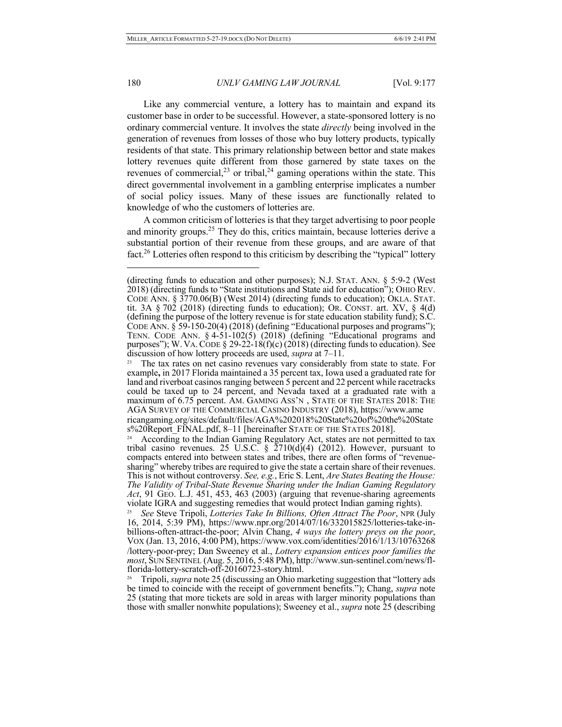Like any commercial venture, a lottery has to maintain and expand its customer base in order to be successful. However, a state-sponsored lottery is no ordinary commercial venture. It involves the state *directly* being involved in the generation of revenues from losses of those who buy lottery products, typically residents of that state. This primary relationship between bettor and state makes lottery revenues quite different from those garnered by state taxes on the revenues of commercial,[23] or tribal,[24] gaming operations within the state. This direct governmental involvement in a gambling enterprise implicates a number of social policy issues. Many of these issues are functionally related to knowledge of who the customers of lotteries are.

A common criticism of lotteries is that they target advertising to poor people and minority groups.[25] They do this, critics maintain, because lotteries derive a substantial portion of their revenue from these groups, and are aware of that fact.[26] Lotteries often respond to this criticism by describing the "typical" lottery

---

(directing funds to education and other purposes); N.J. STAT. ANN. § 5:9-2 (West 2018) (directing funds to "State institutions and State aid for education"); OHIO REV. CODE ANN. § 3770.06(B) (West 2014) (directing funds to education); OKLA. STAT. tit. 3A § 702 (2018) (directing funds to education); OR. CONST. art. XV, § 4(d) (defining the purpose of the lottery revenue is for state education stability fund); S.C. CODE ANN. § 59-150-20(4) (2018) (defining "Educational purposes and programs"); TENN. CODE ANN. § 4-51-102(5) (2018) (defining "Educational programs and purposes"); W. VA. CODE § 29-22-18(f)(c) (2018) (directing funds to education). See discussion of how lottery proceeds are used, *supra* at 7–11.

[23] The tax rates on net casino revenues vary considerably from state to state. For example**,** in 2017 Florida maintained a 35 percent tax, Iowa used a graduated rate for land and riverboat casinos ranging between 5 percent and 22 percent while racetracks could be taxed up to 24 percent, and Nevada taxed at a graduated rate with a maximum of 6.75 percent. AM. GAMING ASS'N , STATE OF THE STATES 2018: THE AGA SURVEY OF THE COMMERCIAL CASINO INDUSTRY (2018), https://www.americangaming.org/sites/default/files/AGA%202018%20State%20of%20the%20States%20Report_FINAL.pdf, 8–11 [hereinafter STATE OF THE STATES 2018].

[24] According to the Indian Gaming Regulatory Act, states are not permitted to tax tribal casino revenues. 25 U.S.C. § 2710(d)(4) (2012). However, pursuant to compacts entered into between states and tribes, there are often forms of "revenue-sharing" whereby tribes are required to give the state a certain share of their revenues. This is not without controversy. *See, e.g.*, Eric S. Lent, *Are States Beating the House: The Validity of Tribal-State Revenue Sharing under the Indian Gaming Regulatory Act*, 91 GEO. L.J. 451, 453, 463 (2003) (arguing that revenue-sharing agreements violate IGRA and suggesting remedies that would protect Indian gaming rights).

[25] *See* Steve Tripoli, *Lotteries Take In Billions, Often Attract The Poor*, NPR (July 16, 2014, 5:39 PM), https://www.npr.org/2014/07/16/332015825/lotteries-take-in-billions-often-attract-the-poor; Alvin Chang, *4 ways the lottery preys on the poor*, VOX (Jan. 13, 2016, 4:00 PM), https://www.vox.com/identities/2016/1/13/10763268/lottery-poor-prey; Dan Sweeney et al., *Lottery expansion entices poor families the most*, SUN SENTINEL (Aug. 5, 2016, 5:48 PM), http://www.sun-sentinel.com/news/fl-florida-lottery-scratch-off-20160723-story.html.

[26] Tripoli, *supra* note 25 (discussing an Ohio marketing suggestion that "lottery ads be timed to coincide with the receipt of government benefits."); Chang, *supra* note 25 (stating that more tickets are sold in areas with larger minority populations than those with smaller nonwhite populations); Sweeney et al., *supra* note 25 (describing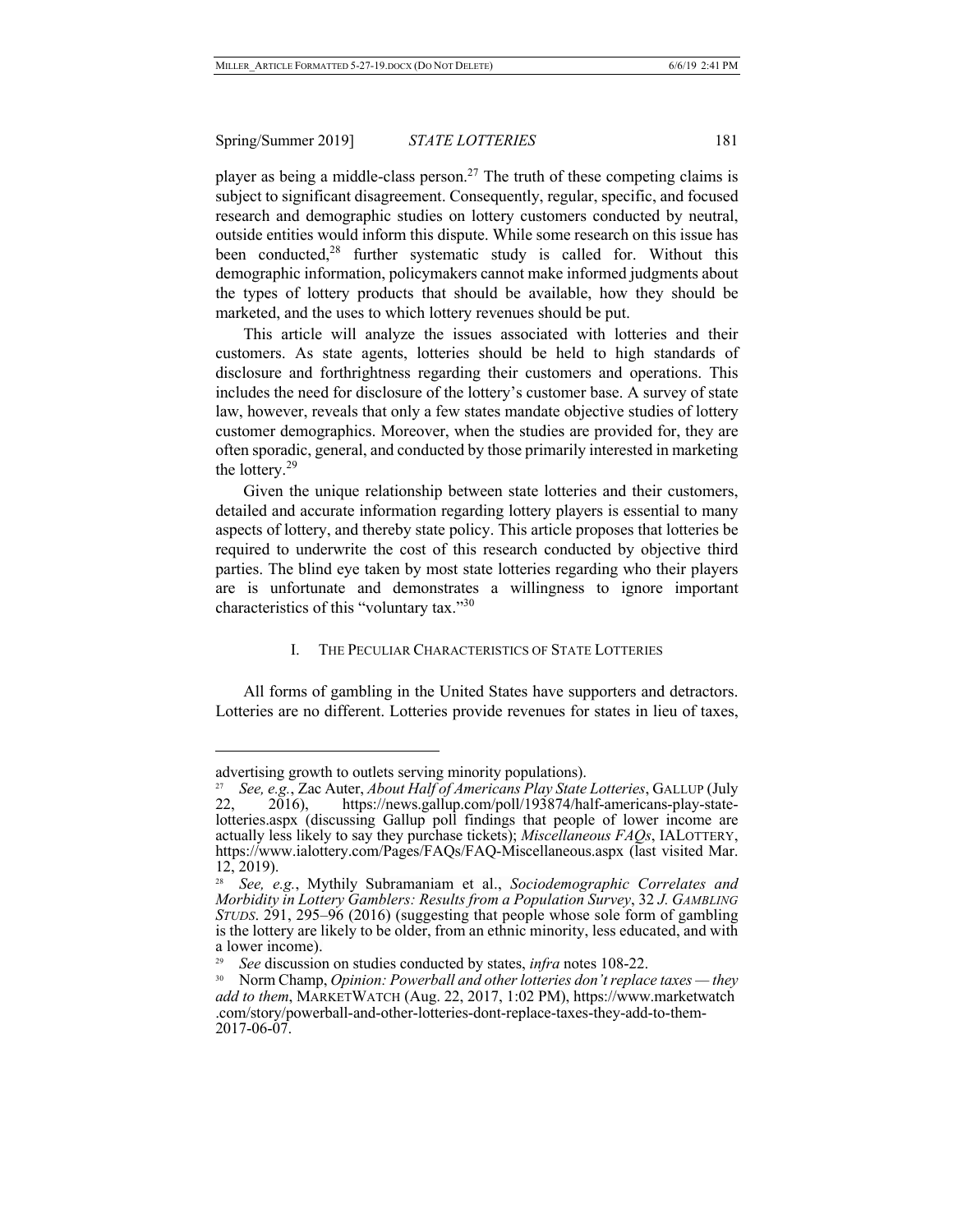player as being a middle-class person.[27] The truth of these competing claims is subject to significant disagreement. Consequently, regular, specific, and focused research and demographic studies on lottery customers conducted by neutral, outside entities would inform this dispute. While some research on this issue has been conducted,[28] further systematic study is called for. Without this demographic information, policymakers cannot make informed judgments about the types of lottery products that should be available, how they should be marketed, and the uses to which lottery revenues should be put.

This article will analyze the issues associated with lotteries and their customers. As state agents, lotteries should be held to high standards of disclosure and forthrightness regarding their customers and operations. This includes the need for disclosure of the lottery's customer base. A survey of state law, however, reveals that only a few states mandate objective studies of lottery customer demographics. Moreover, when the studies are provided for, they are often sporadic, general, and conducted by those primarily interested in marketing the lottery.[29]

Given the unique relationship between state lotteries and their customers, detailed and accurate information regarding lottery players is essential to many aspects of lottery, and thereby state policy. This article proposes that lotteries be required to underwrite the cost of this research conducted by objective third parties. The blind eye taken by most state lotteries regarding who their players are is unfortunate and demonstrates a willingness to ignore important characteristics of this "voluntary tax."[30]

## I. THE PECULIAR CHARACTERISTICS OF STATE LOTTERIES

All forms of gambling in the United States have supporters and detractors. Lotteries are no different. Lotteries provide revenues for states in lieu of taxes,

---

advertising growth to outlets serving minority populations).

[27] *See, e.g.*, Zac Auter, *About Half of Americans Play State Lotteries*, GALLUP (July 22, 2016), https://news.gallup.com/poll/193874/half-americans-play-state-lotteries.aspx (discussing Gallup poll findings that people of lower income are actually less likely to say they purchase tickets); *Miscellaneous FAQs*, IALOTTERY, https://www.ialottery.com/Pages/FAQs/FAQ-Miscellaneous.aspx (last visited Mar. 12, 2019).

[28] *See, e.g.*, Mythily Subramaniam et al., *Sociodemographic Correlates and Morbidity in Lottery Gamblers: Results from a Population Survey*, 32 *J. GAMBLING STUDS.* 291, 295–96 (2016) (suggesting that people whose sole form of gambling is the lottery are likely to be older, from an ethnic minority, less educated, and with a lower income).

[29] *See* discussion on studies conducted by states, *infra* notes 108-22.

[30] Norm Champ, *Opinion: Powerball and other lotteries don't replace taxes — they add to them*, MARKETWATCH (Aug. 22, 2017, 1:02 PM), https://www.marketwatch.com/story/powerball-and-other-lotteries-dont-replace-taxes-they-add-to-them-2017-06-07.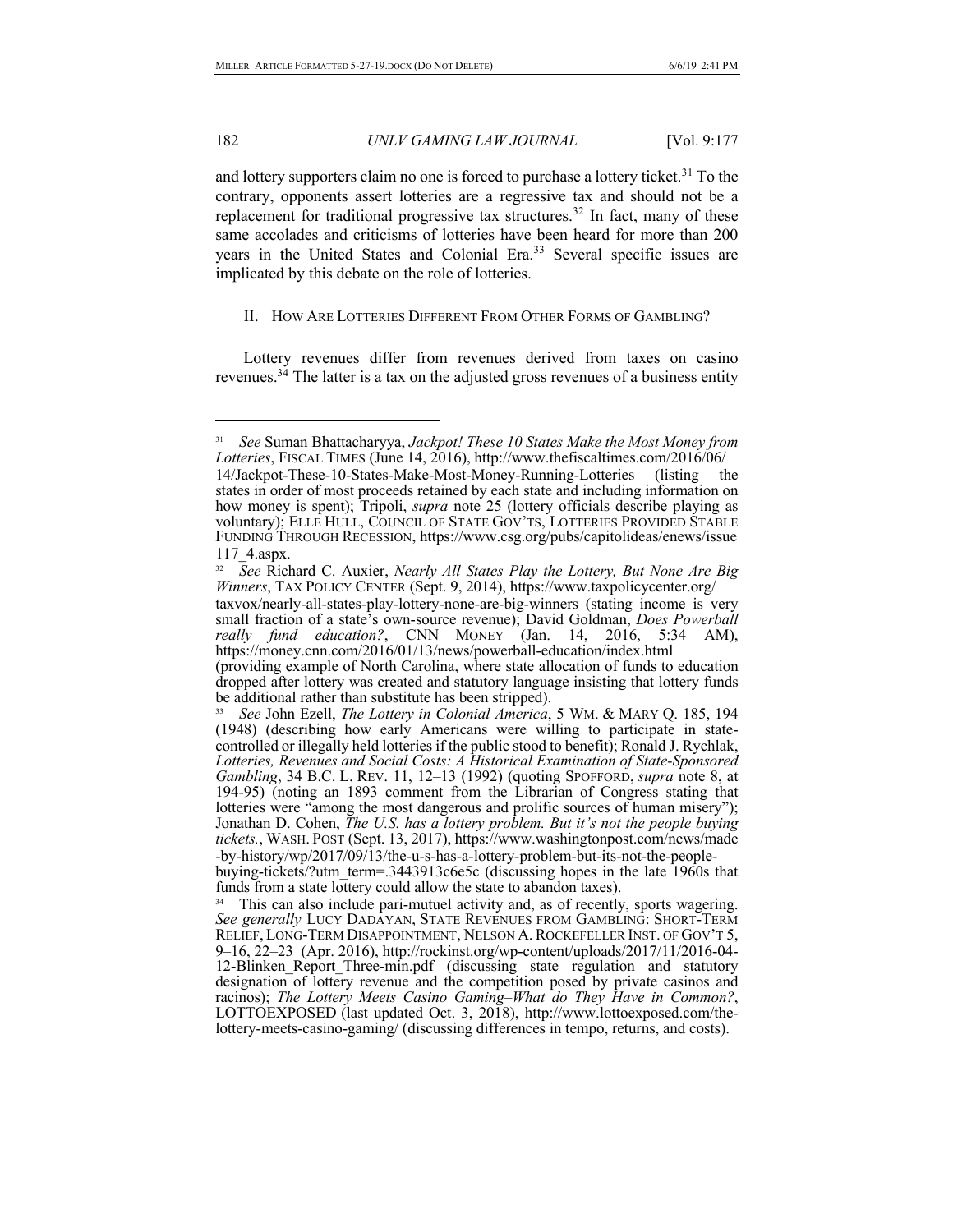and lottery supporters claim no one is forced to purchase a lottery ticket.[31] To the contrary, opponents assert lotteries are a regressive tax and should not be a replacement for traditional progressive tax structures.[32] In fact, many of these same accolades and criticisms of lotteries have been heard for more than 200 years in the United States and Colonial Era.[33] Several specific issues are implicated by this debate on the role of lotteries.

## II. How Are Lotteries Different From Other Forms of Gambling?

Lottery revenues differ from revenues derived from taxes on casino revenues.[34] The latter is a tax on the adjusted gross revenues of a business entity

---

[31] *See* Suman Bhattacharyya, *Jackpot! These 10 States Make the Most Money from Lotteries*, FISCAL TIMES (June 14, 2016), http://www.thefiscaltimes.com/2016/06/14/Jackpot-These-10-States-Make-Most-Money-Running-Lotteries (listing the states in order of most proceeds retained by each state and including information on how money is spent); Tripoli, *supra* note 25 (lottery officials describe playing as voluntary); ELLE HULL, COUNCIL OF STATE GOV'TS, LOTTERIES PROVIDED STABLE FUNDING THROUGH RECESSION, https://www.csg.org/pubs/capitolideas/enews/issue117_4.aspx.

[32] *See* Richard C. Auxier, *Nearly All States Play the Lottery, But None Are Big Winners*, TAX POLICY CENTER (Sept. 9, 2014), https://www.taxpolicycenter.org/taxvox/nearly-all-states-play-lottery-none-are-big-winners (stating income is very small fraction of a state's own-source revenue); David Goldman, *Does Powerball really fund education?*, CNN MONEY (Jan. 14, 2016, 5:34 AM), https://money.cnn.com/2016/01/13/news/powerball-education/index.html (providing example of North Carolina, where state allocation of funds to education dropped after lottery was created and statutory language insisting that lottery funds be additional rather than substitute has been stripped).

[33] *See* John Ezell, *The Lottery in Colonial America*, 5 WM. & MARY Q. 185, 194 (1948) (describing how early Americans were willing to participate in state-controlled or illegally held lotteries if the public stood to benefit); Ronald J. Rychlak, *Lotteries, Revenues and Social Costs: A Historical Examination of State-Sponsored Gambling*, 34 B.C. L. REV. 11, 12–13 (1992) (quoting SPOFFORD, *supra* note 8, at 194-95) (noting an 1893 comment from the Librarian of Congress stating that lotteries were "among the most dangerous and prolific sources of human misery"); Jonathan D. Cohen, *The U.S. has a lottery problem. But it's not the people buying tickets.*, WASH. POST (Sept. 13, 2017), https://www.washingtonpost.com/news/made-by-history/wp/2017/09/13/the-u-s-has-a-lottery-problem-but-its-not-the-people-buying-tickets/?utm_term=.3443913c6e5c (discussing hopes in the late 1960s that funds from a state lottery could allow the state to abandon taxes).

[34] This can also include pari-mutuel activity and, as of recently, sports wagering. *See generally* LUCY DADAYAN, STATE REVENUES FROM GAMBLING: SHORT-TERM RELIEF, LONG-TERM DISAPPOINTMENT, NELSON A. ROCKEFELLER INST. OF GOV'T 5, 9–16, 22–23 (Apr. 2016), http://rockinst.org/wp-content/uploads/2017/11/2016-04-12-Blinken_Report_Three-min.pdf (discussing state regulation and statutory designation of lottery revenue and the competition posed by private casinos and racinos); *The Lottery Meets Casino Gaming–What do They Have in Common?*, LOTTOEXPOSED (last updated Oct. 3, 2018), http://www.lottoexposed.com/the-lottery-meets-casino-gaming/ (discussing differences in tempo, returns, and costs).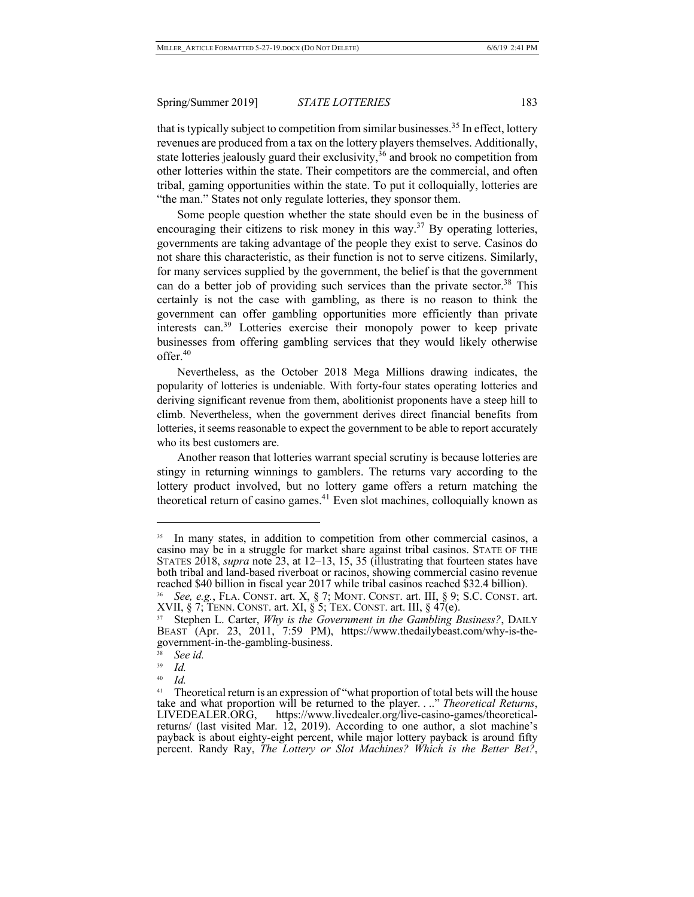that is typically subject to competition from similar businesses.[35] In effect, lottery revenues are produced from a tax on the lottery players themselves. Additionally, state lotteries jealously guard their exclusivity,[36] and brook no competition from other lotteries within the state. Their competitors are the commercial, and often tribal, gaming opportunities within the state. To put it colloquially, lotteries are "the man." States not only regulate lotteries, they sponsor them.

Some people question whether the state should even be in the business of encouraging their citizens to risk money in this way.[37] By operating lotteries, governments are taking advantage of the people they exist to serve. Casinos do not share this characteristic, as their function is not to serve citizens. Similarly, for many services supplied by the government, the belief is that the government can do a better job of providing such services than the private sector.[38] This certainly is not the case with gambling, as there is no reason to think the government can offer gambling opportunities more efficiently than private interests can.[39] Lotteries exercise their monopoly power to keep private businesses from offering gambling services that they would likely otherwise offer.[40]

Nevertheless, as the October 2018 Mega Millions drawing indicates, the popularity of lotteries is undeniable. With forty-four states operating lotteries and deriving significant revenue from them, abolitionist proponents have a steep hill to climb. Nevertheless, when the government derives direct financial benefits from lotteries, it seems reasonable to expect the government to be able to report accurately who its best customers are.

Another reason that lotteries warrant special scrutiny is because lotteries are stingy in returning winnings to gamblers. The returns vary according to the lottery product involved, but no lottery game offers a return matching the theoretical return of casino games.[41] Even slot machines, colloquially known as

---

[35] In many states, in addition to competition from other commercial casinos, a casino may be in a struggle for market share against tribal casinos. STATE OF THE STATES 2018, *supra* note 23, at 12–13, 15, 35 (illustrating that fourteen states have both tribal and land-based riverboat or racinos, showing commercial casino revenue reached $40 billion in fiscal year 2017 while tribal casinos reached $32.4 billion).

[36] *See, e.g.*, FLA. CONST. art. X, § 7; MONT. CONST. art. III, § 9; S.C. CONST. art. XVII, § 7; TENN. CONST. art. XI, § 5; TEX. CONST. art. III, § 47(e).

[37] Stephen L. Carter, *Why is the Government in the Gambling Business?*, DAILY BEAST (Apr. 23, 2011, 7:59 PM), https://www.thedailybeast.com/why-is-the-government-in-the-gambling-business.

[38] *See id.*

[39] *Id.*

[40] *Id.*

[41] Theoretical return is an expression of "what proportion of total bets will the house take and what proportion will be returned to the player. . .." *Theoretical Returns*, LIVEDEALER.ORG, https://www.livedealer.org/live-casino-games/theoretical-returns/ (last visited Mar. 12, 2019). According to one author, a slot machine's payback is about eighty-eight percent, while major lottery payback is around fifty percent. Randy Ray, *The Lottery or Slot Machines? Which is the Better Bet?*,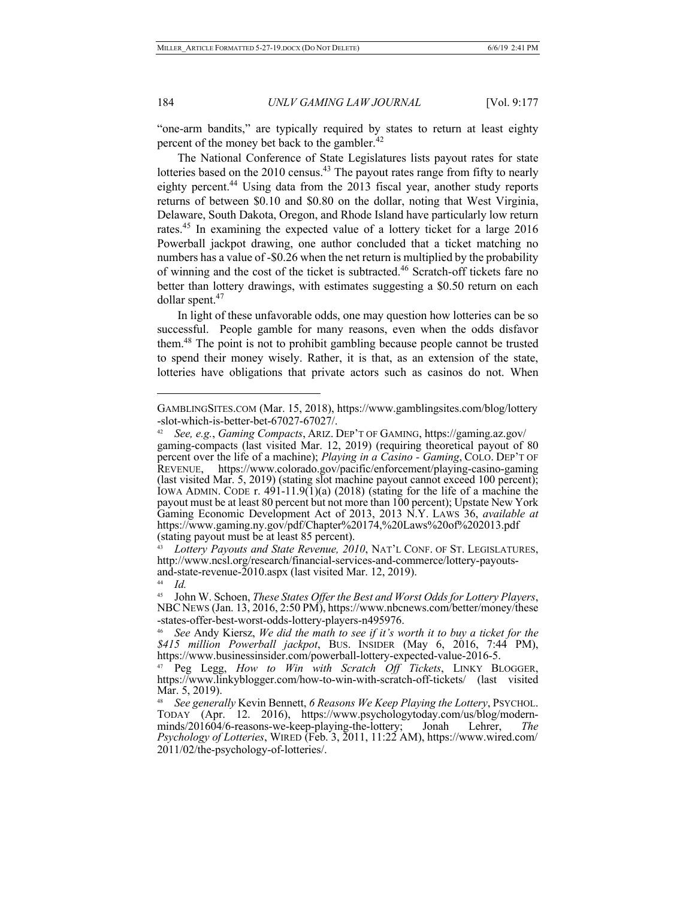"one-arm bandits," are typically required by states to return at least eighty percent of the money bet back to the gambler.[42]

The National Conference of State Legislatures lists payout rates for state lotteries based on the 2010 census.[43] The payout rates range from fifty to nearly eighty percent.[44] Using data from the 2013 fiscal year, another study reports returns of between $0.10 and $0.80 on the dollar, noting that West Virginia, Delaware, South Dakota, Oregon, and Rhode Island have particularly low return rates.[45] In examining the expected value of a lottery ticket for a large 2016 Powerball jackpot drawing, one author concluded that a ticket matching no numbers has a value of -$0.26 when the net return is multiplied by the probability of winning and the cost of the ticket is subtracted.[46] Scratch-off tickets fare no better than lottery drawings, with estimates suggesting a $0.50 return on each dollar spent.[47]

In light of these unfavorable odds, one may question how lotteries can be so successful. People gamble for many reasons, even when the odds disfavor them.[48] The point is not to prohibit gambling because people cannot be trusted to spend their money wisely. Rather, it is that, as an extension of the state, lotteries have obligations that private actors such as casinos do not. When

---

GAMBLINGSITES.COM (Mar. 15, 2018), https://www.gamblingsites.com/blog/lottery-slot-which-is-better-bet-67027-67027/.

[42] *See, e.g.*, *Gaming Compacts*, ARIZ. DEP'T OF GAMING, https://gaming.az.gov/gaming-compacts (last visited Mar. 12, 2019) (requiring theoretical payout of 80 percent over the life of a machine); *Playing in a Casino - Gaming*, COLO. DEP'T OF REVENUE, https://www.colorado.gov/pacific/enforcement/playing-casino-gaming (last visited Mar. 5, 2019) (stating slot machine payout cannot exceed 100 percent); IOWA ADMIN. CODE r. 491-11.9(1)(a) (2018) (stating for the life of a machine the payout must be at least 80 percent but not more than 100 percent); Upstate New York Gaming Economic Development Act of 2013, 2013 N.Y. LAWS 36, *available at* https://www.gaming.ny.gov/pdf/Chapter%20174,%20Laws%20of%202013.pdf (stating payout must be at least 85 percent).

[43] *Lottery Payouts and State Revenue, 2010*, NAT'L CONF. OF ST. LEGISLATURES, http://www.ncsl.org/research/financial-services-and-commerce/lottery-payouts-and-state-revenue-2010.aspx (last visited Mar. 12, 2019).

[44] *Id.*

[45] John W. Schoen, *These States Offer the Best and Worst Odds for Lottery Players*, NBC NEWS (Jan. 13, 2016, 2:50 PM), https://www.nbcnews.com/better/money/these-states-offer-best-worst-odds-lottery-players-n495976.

[46] *See* Andy Kiersz, *We did the math to see if it's worth it to buy a ticket for the $415 million Powerball jackpot*, BUS. INSIDER (May 6, 2016, 7:44 PM), https://www.businessinsider.com/powerball-lottery-expected-value-2016-5.

[47] Peg Legg, *How to Win with Scratch Off Tickets*, LINKY BLOGGER, https://www.linkyblogger.com/how-to-win-with-scratch-off-tickets/ (last visited Mar. 5, 2019).

[48] *See generally* Kevin Bennett, *6 Reasons We Keep Playing the Lottery*, PSYCHOL. TODAY (Apr. 12. 2016), https://www.psychologytoday.com/us/blog/modern-minds/201604/6-reasons-we-keep-playing-the-lottery; Jonah Lehrer, *The Psychology of Lotteries*, WIRED (Feb. 3, 2011, 11:22 AM), https://www.wired.com/2011/02/the-psychology-of-lotteries/.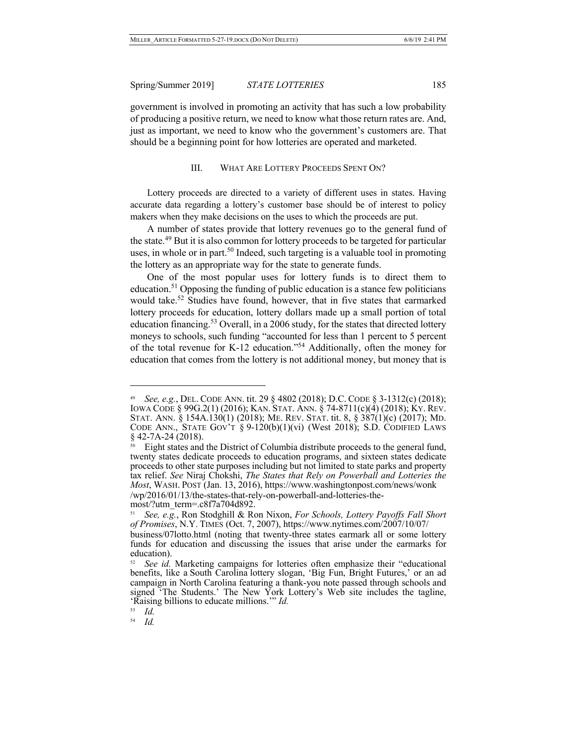government is involved in promoting an activity that has such a low probability of producing a positive return, we need to know what those return rates are. And, just as important, we need to know who the government's customers are. That should be a beginning point for how lotteries are operated and marketed.

## III. WHAT ARE LOTTERY PROCEEDS SPENT ON?

Lottery proceeds are directed to a variety of different uses in states. Having accurate data regarding a lottery's customer base should be of interest to policy makers when they make decisions on the uses to which the proceeds are put.

A number of states provide that lottery revenues go to the general fund of the state.[49] But it is also common for lottery proceeds to be targeted for particular uses, in whole or in part.[50] Indeed, such targeting is a valuable tool in promoting the lottery as an appropriate way for the state to generate funds.

One of the most popular uses for lottery funds is to direct them to education.[51] Opposing the funding of public education is a stance few politicians would take.[52] Studies have found, however, that in five states that earmarked lottery proceeds for education, lottery dollars made up a small portion of total education financing.[53] Overall, in a 2006 study, for the states that directed lottery moneys to schools, such funding "accounted for less than 1 percent to 5 percent of the total revenue for K-12 education."[54] Additionally, often the money for education that comes from the lottery is not additional money, but money that is

---

[49] *See, e.g.*, DEL. CODE ANN. tit. 29 § 4802 (2018); D.C. CODE § 3-1312(c) (2018); IOWA CODE § 99G.2(1) (2016); KAN. STAT. ANN. § 74-8711(c)(4) (2018); KY. REV. STAT. ANN. § 154A.130(1) (2018); ME. REV. STAT. tit. 8, § 387(1)(c) (2017); MD. CODE ANN., STATE GOV'T § 9-120(b)(1)(vi) (West 2018); S.D. CODIFIED LAWS § 42-7A-24 (2018).

[50] Eight states and the District of Columbia distribute proceeds to the general fund, twenty states dedicate proceeds to education programs, and sixteen states dedicate proceeds to other state purposes including but not limited to state parks and property tax relief. *See* Niraj Chokshi, *The States that Rely on Powerball and Lotteries the Most*, WASH. POST (Jan. 13, 2016), https://www.washingtonpost.com/news/wonk/wp/2016/01/13/the-states-that-rely-on-powerball-and-lotteries-the-most/?utm_term=.c8f7a704d892.

[51] *See, e.g.*, Ron Stodghill & Ron Nixon, *For Schools, Lottery Payoffs Fall Short of Promises*, N.Y. TIMES (Oct. 7, 2007), https://www.nytimes.com/2007/10/07/business/07lotto.html (noting that twenty-three states earmark all or some lottery funds for education and discussing the issues that arise under the earmarks for education).

[52] *See id.* Marketing campaigns for lotteries often emphasize their "educational benefits, like a South Carolina lottery slogan, 'Big Fun, Bright Futures,' or an ad campaign in North Carolina featuring a thank-you note passed through schools and signed 'The Students.' The New York Lottery's Web site includes the tagline, 'Raising billions to educate millions.'" *Id.*

[53] *Id.*

[54] *Id.*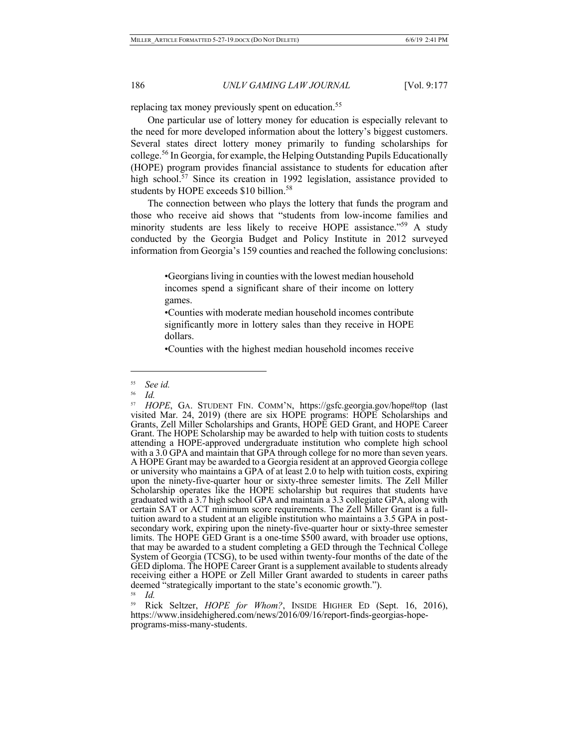replacing tax money previously spent on education.[55]

One particular use of lottery money for education is especially relevant to the need for more developed information about the lottery's biggest customers. Several states direct lottery money primarily to funding scholarships for college.[56] In Georgia, for example, the Helping Outstanding Pupils Educationally (HOPE) program provides financial assistance to students for education after high school.[57] Since its creation in 1992 legislation, assistance provided to students by HOPE exceeds $10 billion.[58]

The connection between who plays the lottery that funds the program and those who receive aid shows that "students from low-income families and minority students are less likely to receive HOPE assistance."[59] A study conducted by the Georgia Budget and Policy Institute in 2012 surveyed information from Georgia's 159 counties and reached the following conclusions:

> •Georgians living in counties with the lowest median household incomes spend a significant share of their income on lottery games.
>
> •Counties with moderate median household incomes contribute significantly more in lottery sales than they receive in HOPE dollars.
>
> •Counties with the highest median household incomes receive

---

[55] *See id.*

[56] *Id.*

[57] *HOPE*, GA. STUDENT FIN. COMM'N, https://gsfc.georgia.gov/hope#top (last visited Mar. 24, 2019) (there are six HOPE programs: HOPE Scholarships and Grants, Zell Miller Scholarships and Grants, HOPE GED Grant, and HOPE Career Grant. The HOPE Scholarship may be awarded to help with tuition costs to students attending a HOPE-approved undergraduate institution who complete high school with a 3.0 GPA and maintain that GPA through college for no more than seven years. A HOPE Grant may be awarded to a Georgia resident at an approved Georgia college or university who maintains a GPA of at least 2.0 to help with tuition costs, expiring upon the ninety-five-quarter hour or sixty-three semester limits. The Zell Miller Scholarship operates like the HOPE scholarship but requires that students have graduated with a 3.7 high school GPA and maintain a 3.3 collegiate GPA, along with certain SAT or ACT minimum score requirements. The Zell Miller Grant is a full-tuition award to a student at an eligible institution who maintains a 3.5 GPA in post-secondary work, expiring upon the ninety-five-quarter hour or sixty-three semester limits. The HOPE GED Grant is a one-time $500 award, with broader use options, that may be awarded to a student completing a GED through the Technical College System of Georgia (TCSG), to be used within twenty-four months of the date of the GED diploma. The HOPE Career Grant is a supplement available to students already receiving either a HOPE or Zell Miller Grant awarded to students in career paths deemed "strategically important to the state's economic growth.").

[58] *Id.*

[59] Rick Seltzer, *HOPE for Whom?*, INSIDE HIGHER ED (Sept. 16, 2016), https://www.insidehighered.com/news/2016/09/16/report-finds-georgias-hope-programs-miss-many-students.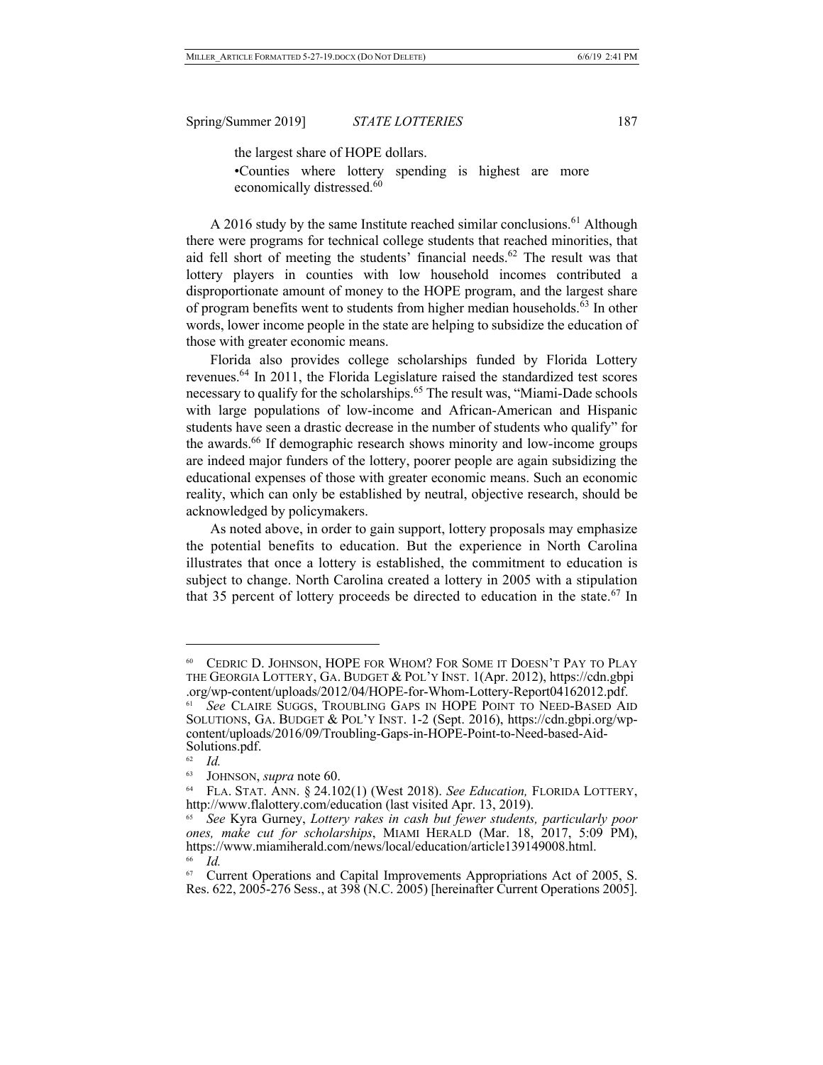the largest share of HOPE dollars.

•Counties where lottery spending is highest are more economically distressed.[60]

A 2016 study by the same Institute reached similar conclusions.[61] Although there were programs for technical college students that reached minorities, that aid fell short of meeting the students' financial needs.[62] The result was that lottery players in counties with low household incomes contributed a disproportionate amount of money to the HOPE program, and the largest share of program benefits went to students from higher median households.[63] In other words, lower income people in the state are helping to subsidize the education of those with greater economic means.

Florida also provides college scholarships funded by Florida Lottery revenues.[64] In 2011, the Florida Legislature raised the standardized test scores necessary to qualify for the scholarships.[65] The result was, "Miami-Dade schools with large populations of low-income and African-American and Hispanic students have seen a drastic decrease in the number of students who qualify" for the awards.[66] If demographic research shows minority and low-income groups are indeed major funders of the lottery, poorer people are again subsidizing the educational expenses of those with greater economic means. Such an economic reality, which can only be established by neutral, objective research, should be acknowledged by policymakers.

As noted above, in order to gain support, lottery proposals may emphasize the potential benefits to education. But the experience in North Carolina illustrates that once a lottery is established, the commitment to education is subject to change. North Carolina created a lottery in 2005 with a stipulation that 35 percent of lottery proceeds be directed to education in the state.[67] In

---

[60] CEDRIC D. JOHNSON, HOPE FOR WHOM? FOR SOME IT DOESN'T PAY TO PLAY THE GEORGIA LOTTERY, GA. BUDGET & POL'Y INST. 1(Apr. 2012), https://cdn.gbpi.org/wp-content/uploads/2012/04/HOPE-for-Whom-Lottery-Report04162012.pdf.

[61] *See* CLAIRE SUGGS, TROUBLING GAPS IN HOPE POINT TO NEED-BASED AID SOLUTIONS, GA. BUDGET & POL'Y INST. 1-2 (Sept. 2016), https://cdn.gbpi.org/wp-content/uploads/2016/09/Troubling-Gaps-in-HOPE-Point-to-Need-based-Aid-Solutions.pdf.

[62] *Id.*

[63] JOHNSON, *supra* note 60.

[64] FLA. STAT. ANN. § 24.102(1) (West 2018). *See Education,* FLORIDA LOTTERY, http://www.flalottery.com/education (last visited Apr. 13, 2019).

[65] *See* Kyra Gurney, *Lottery rakes in cash but fewer students, particularly poor ones, make cut for scholarships*, MIAMI HERALD (Mar. 18, 2017, 5:09 PM), https://www.miamiherald.com/news/local/education/article139149008.html.

[66] *Id.*

[67] Current Operations and Capital Improvements Appropriations Act of 2005, S. Res. 622, 2005-276 Sess., at 398 (N.C. 2005) [hereinafter Current Operations 2005].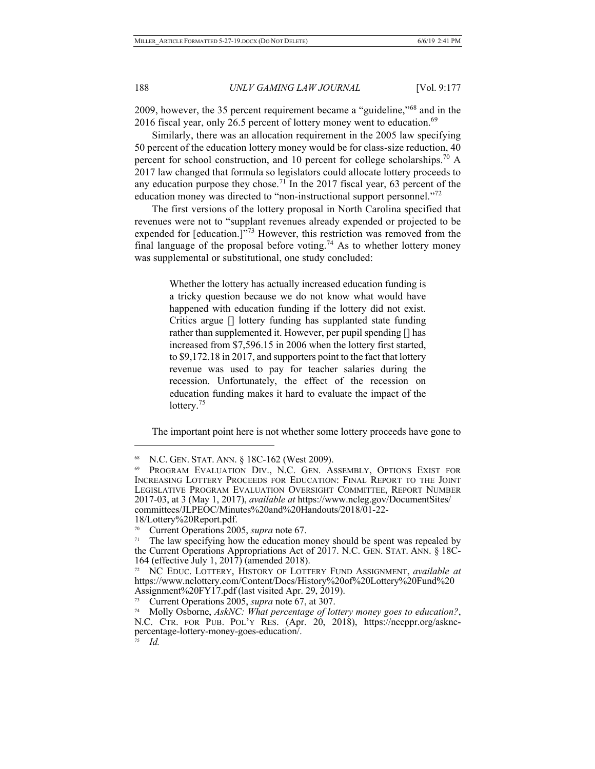2009, however, the 35 percent requirement became a "guideline,"[68] and in the 2016 fiscal year, only 26.5 percent of lottery money went to education.[69]

Similarly, there was an allocation requirement in the 2005 law specifying 50 percent of the education lottery money would be for class-size reduction, 40 percent for school construction, and 10 percent for college scholarships.[70] A 2017 law changed that formula so legislators could allocate lottery proceeds to any education purpose they chose.[71] In the 2017 fiscal year, 63 percent of the education money was directed to "non-instructional support personnel."[72]

The first versions of the lottery proposal in North Carolina specified that revenues were not to "supplant revenues already expended or projected to be expended for [education.]"[73] However, this restriction was removed from the final language of the proposal before voting.[74] As to whether lottery money was supplemental or substitutional, one study concluded:

> Whether the lottery has actually increased education funding is a tricky question because we do not know what would have happened with education funding if the lottery did not exist. Critics argue [] lottery funding has supplanted state funding rather than supplemented it. However, per pupil spending [] has increased from $7,596.15 in 2006 when the lottery first started, to $9,172.18 in 2017, and supporters point to the fact that lottery revenue was used to pay for teacher salaries during the recession. Unfortunately, the effect of the recession on education funding makes it hard to evaluate the impact of the lottery.[75]

The important point here is not whether some lottery proceeds have gone to

---

[68] N.C. GEN. STAT. ANN. § 18C-162 (West 2009).

[69] PROGRAM EVALUATION DIV., N.C. GEN. ASSEMBLY, OPTIONS EXIST FOR INCREASING LOTTERY PROCEEDS FOR EDUCATION: FINAL REPORT TO THE JOINT LEGISLATIVE PROGRAM EVALUATION OVERSIGHT COMMITTEE, REPORT NUMBER 2017-03, at 3 (May 1, 2017), *available at* https://www.ncleg.gov/DocumentSites/committees/JLPEOC/Minutes%20and%20Handouts/2018/01-22-18/Lottery%20Report.pdf.

[70] Current Operations 2005, *supra* note 67.

[71] The law specifying how the education money should be spent was repealed by the Current Operations Appropriations Act of 2017. N.C. GEN. STAT. ANN. § 18C-164 (effective July 1, 2017) (amended 2018).

[72] NC EDUC. LOTTERY, HISTORY OF LOTTERY FUND ASSIGNMENT, *available at* https://www.nclottery.com/Content/Docs/History%20of%20Lottery%20Fund%20Assignment%20FY17.pdf (last visited Apr. 29, 2019).

[73] Current Operations 2005, *supra* note 67, at 307.

[74] Molly Osborne, *AskNC: What percentage of lottery money goes to education?*, N.C. CTR. FOR PUB. POL'Y RES. (Apr. 20, 2018), https://nccppr.org/asknc-percentage-lottery-money-goes-education/.

[75] *Id.*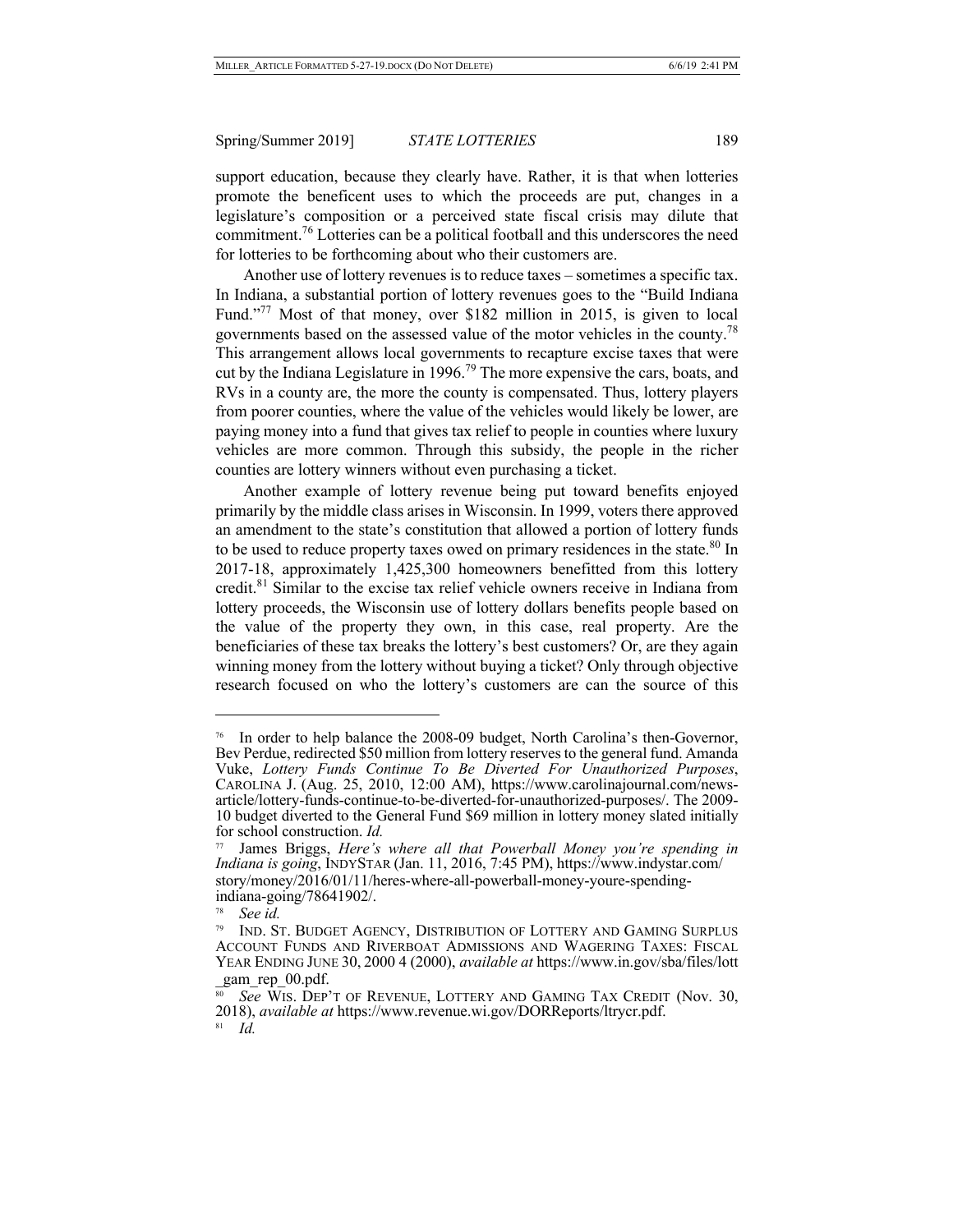support education, because they clearly have. Rather, it is that when lotteries promote the beneficent uses to which the proceeds are put, changes in a legislature's composition or a perceived state fiscal crisis may dilute that commitment.[76] Lotteries can be a political football and this underscores the need for lotteries to be forthcoming about who their customers are.

Another use of lottery revenues is to reduce taxes – sometimes a specific tax. In Indiana, a substantial portion of lottery revenues goes to the "Build Indiana Fund."[77] Most of that money, over $182 million in 2015, is given to local governments based on the assessed value of the motor vehicles in the county.[78] This arrangement allows local governments to recapture excise taxes that were cut by the Indiana Legislature in 1996.[79] The more expensive the cars, boats, and RVs in a county are, the more the county is compensated. Thus, lottery players from poorer counties, where the value of the vehicles would likely be lower, are paying money into a fund that gives tax relief to people in counties where luxury vehicles are more common. Through this subsidy, the people in the richer counties are lottery winners without even purchasing a ticket.

Another example of lottery revenue being put toward benefits enjoyed primarily by the middle class arises in Wisconsin. In 1999, voters there approved an amendment to the state's constitution that allowed a portion of lottery funds to be used to reduce property taxes owed on primary residences in the state.[80] In 2017-18, approximately 1,425,300 homeowners benefitted from this lottery credit.[81] Similar to the excise tax relief vehicle owners receive in Indiana from lottery proceeds, the Wisconsin use of lottery dollars benefits people based on the value of the property they own, in this case, real property. Are the beneficiaries of these tax breaks the lottery's best customers? Or, are they again winning money from the lottery without buying a ticket? Only through objective research focused on who the lottery's customers are can the source of this

---

[76] In order to help balance the 2008-09 budget, North Carolina's then-Governor, Bev Perdue, redirected $50 million from lottery reserves to the general fund. Amanda Vuke, *Lottery Funds Continue To Be Diverted For Unauthorized Purposes*, CAROLINA J. (Aug. 25, 2010, 12:00 AM), https://www.carolinajournal.com/news-article/lottery-funds-continue-to-be-diverted-for-unauthorized-purposes/. The 2009-10 budget diverted to the General Fund $69 million in lottery money slated initially for school construction. *Id.*

[77] James Briggs, *Here's where all that Powerball Money you're spending in Indiana is going*, INDYSTAR (Jan. 11, 2016, 7:45 PM), https://www.indystar.com/story/money/2016/01/11/heres-where-all-powerball-money-youre-spending-indiana-going/78641902/.

[78] *See id.*

[79] IND. ST. BUDGET AGENCY, DISTRIBUTION OF LOTTERY AND GAMING SURPLUS ACCOUNT FUNDS AND RIVERBOAT ADMISSIONS AND WAGERING TAXES: FISCAL YEAR ENDING JUNE 30, 2000 4 (2000), *available at* https://www.in.gov/sba/files/lott_gam_rep_00.pdf.

[80] *See* WIS. DEP'T OF REVENUE, LOTTERY AND GAMING TAX CREDIT (Nov. 30, 2018), *available at* https://www.revenue.wi.gov/DORReports/ltrycr.pdf.

[81] *Id.*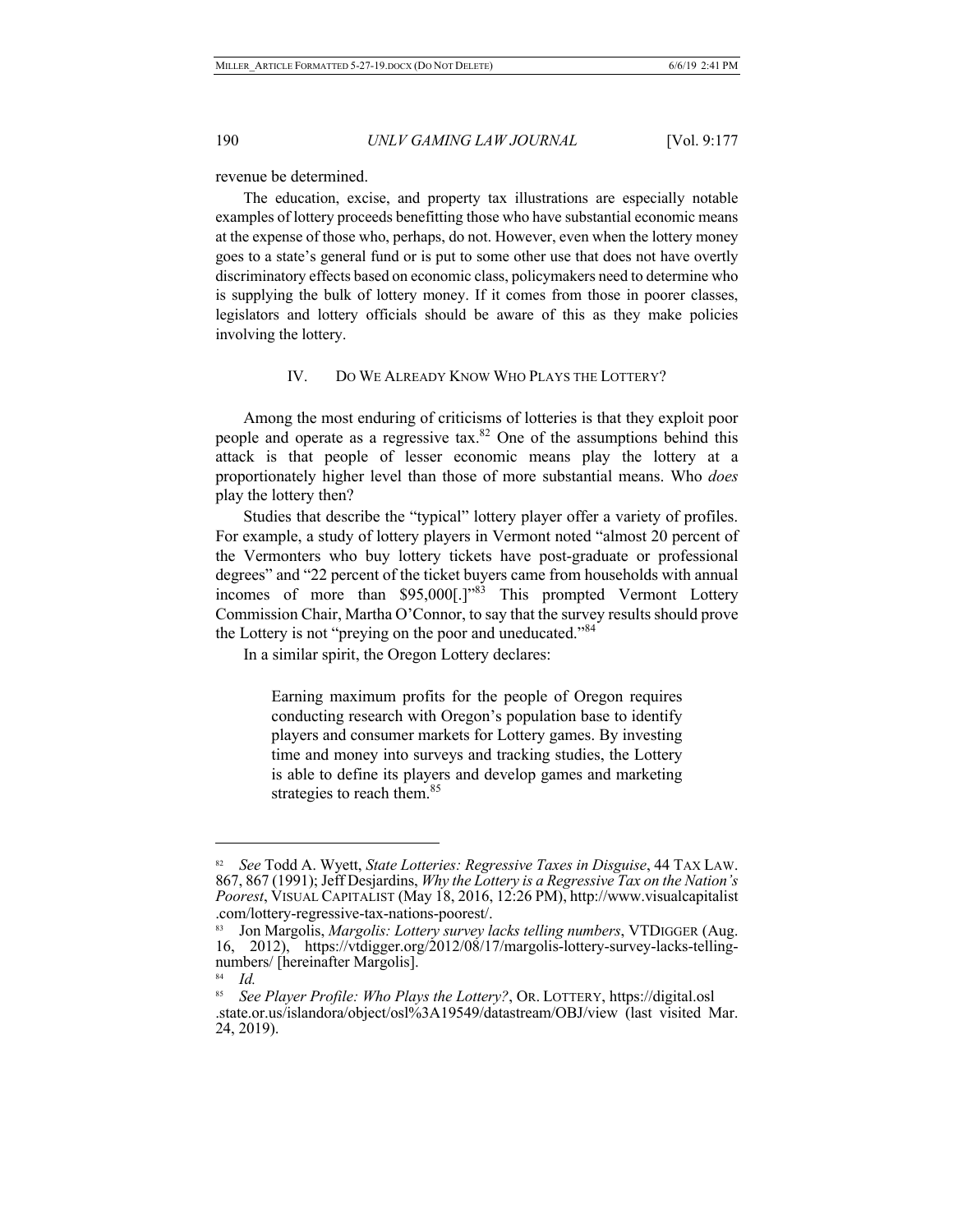revenue be determined.

The education, excise, and property tax illustrations are especially notable examples of lottery proceeds benefitting those who have substantial economic means at the expense of those who, perhaps, do not. However, even when the lottery money goes to a state's general fund or is put to some other use that does not have overtly discriminatory effects based on economic class, policymakers need to determine who is supplying the bulk of lottery money. If it comes from those in poorer classes, legislators and lottery officials should be aware of this as they make policies involving the lottery.

## IV. Do We Already Know Who Plays the Lottery?

Among the most enduring of criticisms of lotteries is that they exploit poor people and operate as a regressive tax.[82] One of the assumptions behind this attack is that people of lesser economic means play the lottery at a proportionately higher level than those of more substantial means. Who *does* play the lottery then?

Studies that describe the "typical" lottery player offer a variety of profiles. For example, a study of lottery players in Vermont noted "almost 20 percent of the Vermonters who buy lottery tickets have post-graduate or professional degrees" and "22 percent of the ticket buyers came from households with annual incomes of more than $95,000[.]"[83] This prompted Vermont Lottery Commission Chair, Martha O'Connor, to say that the survey results should prove the Lottery is not "preying on the poor and uneducated."[84]

In a similar spirit, the Oregon Lottery declares:

> Earning maximum profits for the people of Oregon requires conducting research with Oregon's population base to identify players and consumer markets for Lottery games. By investing time and money into surveys and tracking studies, the Lottery is able to define its players and develop games and marketing strategies to reach them.[85]

---

[82] *See* Todd A. Wyett, *State Lotteries: Regressive Taxes in Disguise*, 44 Tax Law. 867, 867 (1991); Jeff Desjardins, *Why the Lottery is a Regressive Tax on the Nation's Poorest*, Visual Capitalist (May 18, 2016, 12:26 PM), http://www.visualcapitalist.com/lottery-regressive-tax-nations-poorest/.

[83] Jon Margolis, *Margolis: Lottery survey lacks telling numbers*, VTDigger (Aug. 16, 2012), https://vtdigger.org/2012/08/17/margolis-lottery-survey-lacks-telling-numbers/ [hereinafter Margolis].

[84] *Id.*

[85] *See Player Profile: Who Plays the Lottery?*, Or. Lottery, https://digital.osl.state.or.us/islandora/object/osl%3A19549/datastream/OBJ/view (last visited Mar. 24, 2019).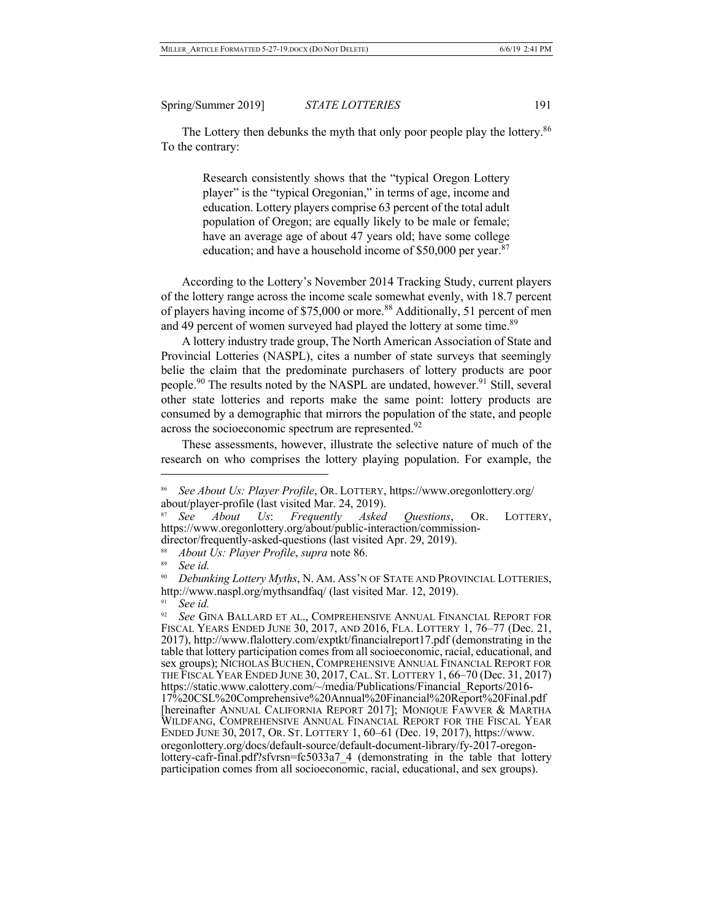The Lottery then debunks the myth that only poor people play the lottery.[86] To the contrary:

> Research consistently shows that the "typical Oregon Lottery player" is the "typical Oregonian," in terms of age, income and education. Lottery players comprise 63 percent of the total adult population of Oregon; are equally likely to be male or female; have an average age of about 47 years old; have some college education; and have a household income of $50,000 per year.[87]

According to the Lottery's November 2014 Tracking Study, current players of the lottery range across the income scale somewhat evenly, with 18.7 percent of players having income of $75,000 or more.[88] Additionally, 51 percent of men and 49 percent of women surveyed had played the lottery at some time.[89]

A lottery industry trade group, The North American Association of State and Provincial Lotteries (NASPL), cites a number of state surveys that seemingly belie the claim that the predominate purchasers of lottery products are poor people.[90] The results noted by the NASPL are undated, however.[91] Still, several other state lotteries and reports make the same point: lottery products are consumed by a demographic that mirrors the population of the state, and people across the socioeconomic spectrum are represented.[92]

These assessments, however, illustrate the selective nature of much of the research on who comprises the lottery playing population. For example, the

---

[86] *See About Us: Player Profile*, OR. LOTTERY, https://www.oregonlottery.org/about/player-profile (last visited Mar. 24, 2019).

[87] *See About Us*: *Frequently Asked Questions*, OR. LOTTERY, https://www.oregonlottery.org/about/public-interaction/commission-director/frequently-asked-questions (last visited Apr. 29, 2019).

[88] *About Us: Player Profile*, *supra* note 86.

[89] *See id.*

[90] *Debunking Lottery Myths*, N. AM. ASS'N OF STATE AND PROVINCIAL LOTTERIES, http://www.naspl.org/mythsandfaq/ (last visited Mar. 12, 2019).

[91] *See id.*

[92] *See* GINA BALLARD ET AL., COMPREHENSIVE ANNUAL FINANCIAL REPORT FOR FISCAL YEARS ENDED JUNE 30, 2017, AND 2016, FLA. LOTTERY 1, 76–77 (Dec. 21, 2017), http://www.flalottery.com/exptkt/financialreport17.pdf (demonstrating in the table that lottery participation comes from all socioeconomic, racial, educational, and sex groups); NICHOLAS BUCHEN, COMPREHENSIVE ANNUAL FINANCIAL REPORT FOR THE FISCAL YEAR ENDED JUNE 30, 2017, CAL. ST. LOTTERY 1, 66–70 (Dec. 31, 2017) https://static.www.calottery.com/~/media/Publications/Financial_Reports/2016-17%20CSL%20Comprehensive%20Annual%20Financial%20Report%20Final.pdf [hereinafter ANNUAL CALIFORNIA REPORT 2017]; MONIQUE FAWVER & MARTHA WILDFANG, COMPREHENSIVE ANNUAL FINANCIAL REPORT FOR THE FISCAL YEAR ENDED JUNE 30, 2017, OR. ST. LOTTERY 1, 60–61 (Dec. 19, 2017), https://www.oregonlottery.org/docs/default-source/default-document-library/fy-2017-oregon-lottery-cafr-final.pdf?sfvrsn=fc5033a7_4 (demonstrating in the table that lottery participation comes from all socioeconomic, racial, educational, and sex groups).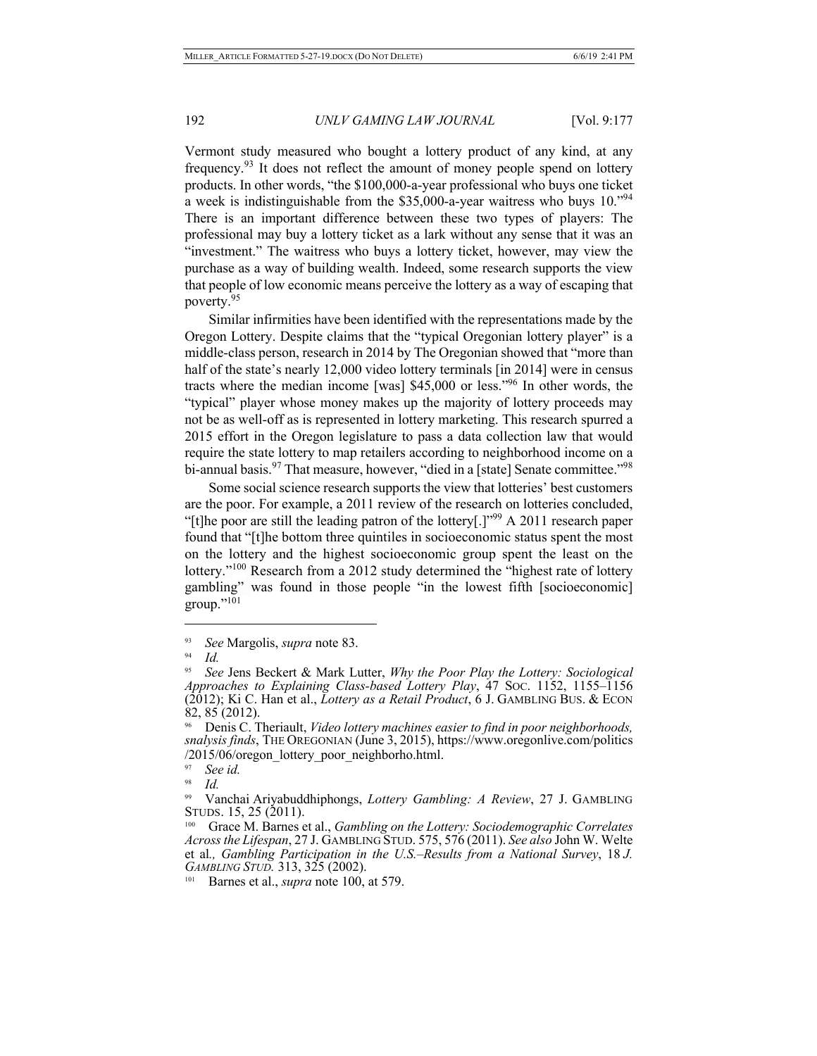Vermont study measured who bought a lottery product of any kind, at any frequency.[93] It does not reflect the amount of money people spend on lottery products. In other words, "the $100,000-a-year professional who buys one ticket a week is indistinguishable from the $35,000-a-year waitress who buys 10."[94] There is an important difference between these two types of players: The professional may buy a lottery ticket as a lark without any sense that it was an "investment." The waitress who buys a lottery ticket, however, may view the purchase as a way of building wealth. Indeed, some research supports the view that people of low economic means perceive the lottery as a way of escaping that poverty.[95]

Similar infirmities have been identified with the representations made by the Oregon Lottery. Despite claims that the "typical Oregonian lottery player" is a middle-class person, research in 2014 by The Oregonian showed that "more than half of the state's nearly 12,000 video lottery terminals [in 2014] were in census tracts where the median income [was] $45,000 or less."[96] In other words, the "typical" player whose money makes up the majority of lottery proceeds may not be as well-off as is represented in lottery marketing. This research spurred a 2015 effort in the Oregon legislature to pass a data collection law that would require the state lottery to map retailers according to neighborhood income on a bi-annual basis.[97] That measure, however, "died in a [state] Senate committee."[98]

Some social science research supports the view that lotteries' best customers are the poor. For example, a 2011 review of the research on lotteries concluded, "[t]he poor are still the leading patron of the lottery[.]"[99] A 2011 research paper found that "[t]he bottom three quintiles in socioeconomic status spent the most on the lottery and the highest socioeconomic group spent the least on the lottery."[100] Research from a 2012 study determined the "highest rate of lottery gambling" was found in those people "in the lowest fifth [socioeconomic] group."[101]

---

[93] *See* Margolis, *supra* note 83.

[94] *Id.*

[95] *See* Jens Beckert & Mark Lutter, *Why the Poor Play the Lottery: Sociological Approaches to Explaining Class-based Lottery Play*, 47 SOC. 1152, 1155–1156 (2012); Ki C. Han et al., *Lottery as a Retail Product*, 6 J. GAMBLING BUS. & ECON 82, 85 (2012).

[96] Denis C. Theriault, *Video lottery machines easier to find in poor neighborhoods, snalysis finds*, THE OREGONIAN (June 3, 2015), https://www.oregonlive.com/politics/2015/06/oregon_lottery_poor_neighborho.html.

[97] *See id.*

[98] *Id.*

[99] Vanchai Ariyabuddhiphongs, *Lottery Gambling: A Review*, 27 J. GAMBLING STUDS. 15, 25 (2011).

[100] Grace M. Barnes et al., *Gambling on the Lottery: Sociodemographic Correlates Across the Lifespan*, 27 J. GAMBLING STUD. 575, 576 (2011). *See also* John W. Welte et al., *Gambling Participation in the U.S.–Results from a National Survey*, 18 *J. GAMBLING STUD.* 313, 325 (2002).

[101] Barnes et al., *supra* note 100, at 579.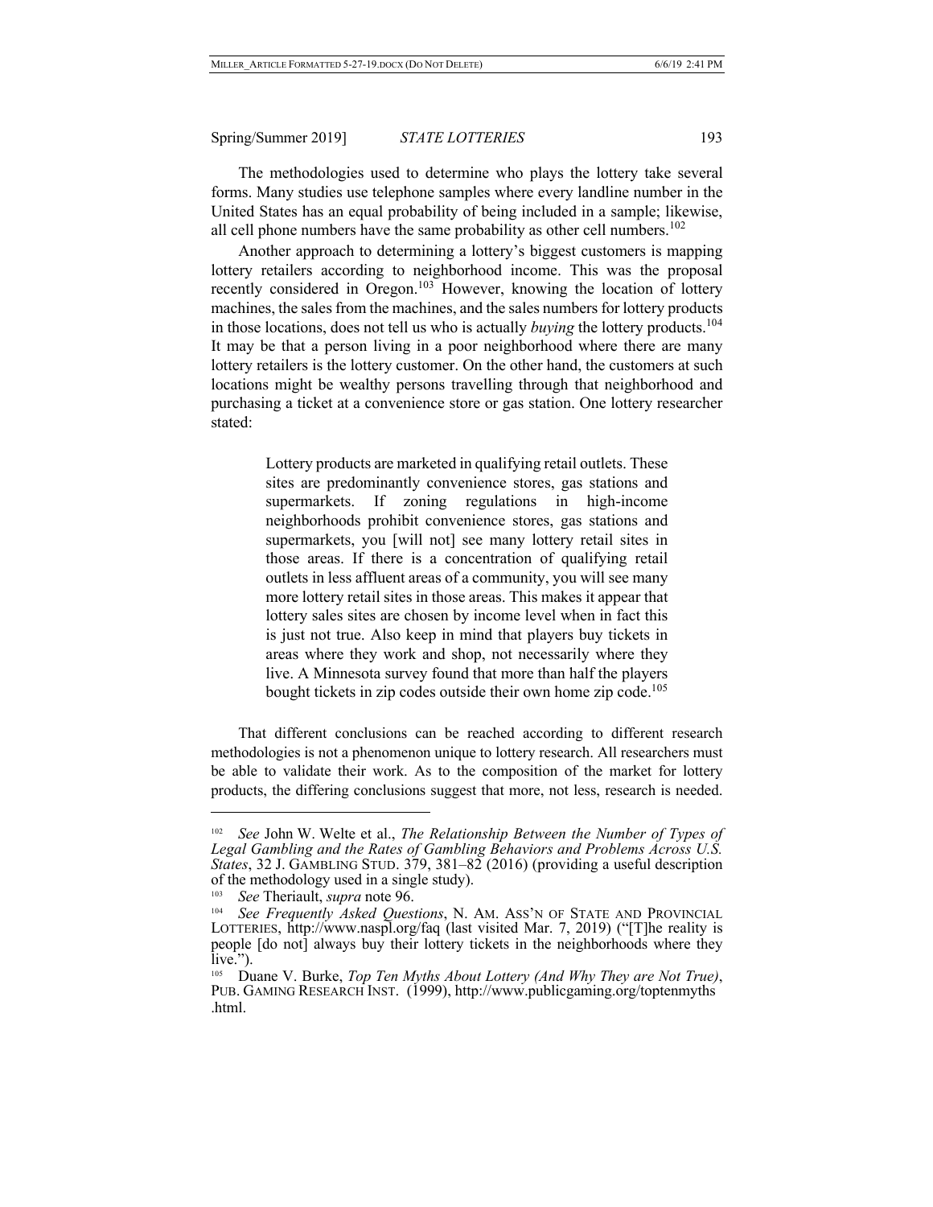The methodologies used to determine who plays the lottery take several forms. Many studies use telephone samples where every landline number in the United States has an equal probability of being included in a sample; likewise, all cell phone numbers have the same probability as other cell numbers.[102]

Another approach to determining a lottery's biggest customers is mapping lottery retailers according to neighborhood income. This was the proposal recently considered in Oregon.[103] However, knowing the location of lottery machines, the sales from the machines, and the sales numbers for lottery products in those locations, does not tell us who is actually *buying* the lottery products.[104] It may be that a person living in a poor neighborhood where there are many lottery retailers is the lottery customer. On the other hand, the customers at such locations might be wealthy persons travelling through that neighborhood and purchasing a ticket at a convenience store or gas station. One lottery researcher stated:

> Lottery products are marketed in qualifying retail outlets. These sites are predominantly convenience stores, gas stations and supermarkets. If zoning regulations in high-income neighborhoods prohibit convenience stores, gas stations and supermarkets, you [will not] see many lottery retail sites in those areas. If there is a concentration of qualifying retail outlets in less affluent areas of a community, you will see many more lottery retail sites in those areas. This makes it appear that lottery sales sites are chosen by income level when in fact this is just not true. Also keep in mind that players buy tickets in areas where they work and shop, not necessarily where they live. A Minnesota survey found that more than half the players bought tickets in zip codes outside their own home zip code.[105]

That different conclusions can be reached according to different research methodologies is not a phenomenon unique to lottery research. All researchers must be able to validate their work. As to the composition of the market for lottery products, the differing conclusions suggest that more, not less, research is needed.

---

[102] *See* John W. Welte et al., *The Relationship Between the Number of Types of Legal Gambling and the Rates of Gambling Behaviors and Problems Across U.S. States*, 32 J. GAMBLING STUD. 379, 381–82 (2016) (providing a useful description of the methodology used in a single study).

[103] *See* Theriault, *supra* note 96.

[104] *See Frequently Asked Questions*, N. AM. ASS'N OF STATE AND PROVINCIAL LOTTERIES, http://www.naspl.org/faq (last visited Mar. 7, 2019) ("[T]he reality is people [do not] always buy their lottery tickets in the neighborhoods where they live.").

[105] Duane V. Burke, *Top Ten Myths About Lottery (And Why They are Not True)*, PUB. GAMING RESEARCH INST. (1999), http://www.publicgaming.org/toptenmyths.html.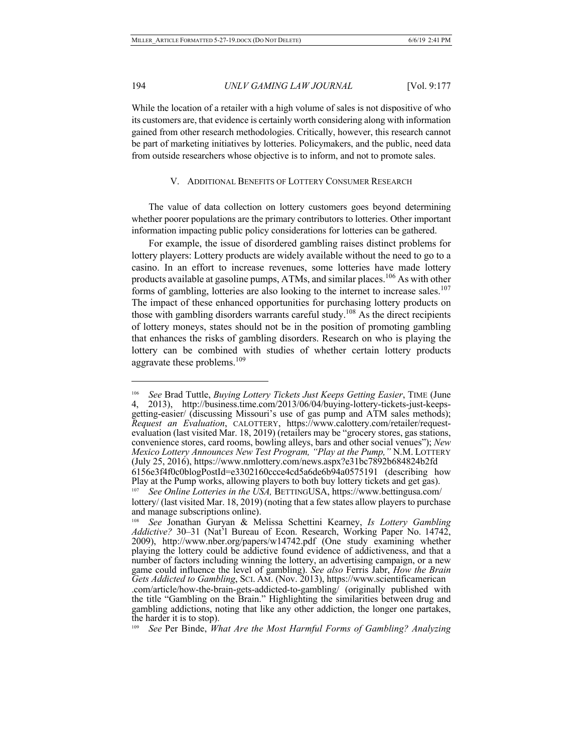While the location of a retailer with a high volume of sales is not dispositive of who its customers are, that evidence is certainly worth considering along with information gained from other research methodologies. Critically, however, this research cannot be part of marketing initiatives by lotteries. Policymakers, and the public, need data from outside researchers whose objective is to inform, and not to promote sales.

## V. ADDITIONAL BENEFITS OF LOTTERY CONSUMER RESEARCH

The value of data collection on lottery customers goes beyond determining whether poorer populations are the primary contributors to lotteries. Other important information impacting public policy considerations for lotteries can be gathered.

For example, the issue of disordered gambling raises distinct problems for lottery players: Lottery products are widely available without the need to go to a casino. In an effort to increase revenues, some lotteries have made lottery products available at gasoline pumps, ATMs, and similar places.[106] As with other forms of gambling, lotteries are also looking to the internet to increase sales.[107] The impact of these enhanced opportunities for purchasing lottery products on those with gambling disorders warrants careful study.[108] As the direct recipients of lottery moneys, states should not be in the position of promoting gambling that enhances the risks of gambling disorders. Research on who is playing the lottery can be combined with studies of whether certain lottery products aggravate these problems.[109]

---

[106] *See* Brad Tuttle, *Buying Lottery Tickets Just Keeps Getting Easier*, TIME (June 4, 2013), http://business.time.com/2013/06/04/buying-lottery-tickets-just-keeps-getting-easier/ (discussing Missouri's use of gas pump and ATM sales methods); *Request an Evaluation*, CALOTTERY, https://www.calottery.com/retailer/request-evaluation (last visited Mar. 18, 2019) (retailers may be "grocery stores, gas stations, convenience stores, card rooms, bowling alleys, bars and other social venues"); *New Mexico Lottery Announces New Test Program, "Play at the Pump,"* N.M. LOTTERY (July 25, 2016), https://www.nmlottery.com/news.aspx?e31bc7892b684824b2fd6156e3f4f0c0blogPostId=e3302160ccce4cd5a6de6b94a0575191 (describing how Play at the Pump works, allowing players to both buy lottery tickets and get gas).

[107] *See Online Lotteries in the USA,* BETTINGUSA, https://www.bettingusa.com/lottery/ (last visited Mar. 18, 2019) (noting that a few states allow players to purchase and manage subscriptions online).

[108] *See* Jonathan Guryan & Melissa Schettini Kearney, *Is Lottery Gambling Addictive?* 30–31 (Nat'l Bureau of Econ. Research, Working Paper No. 14742, 2009), http://www.nber.org/papers/w14742.pdf (One study examining whether playing the lottery could be addictive found evidence of addictiveness, and that a number of factors including winning the lottery, an advertising campaign, or a new game could influence the level of gambling). *See also* Ferris Jabr, *How the Brain Gets Addicted to Gambling*, SCI. AM. (Nov. 2013), https://www.scientificamerican.com/article/how-the-brain-gets-addicted-to-gambling/ (originally published with the title "Gambling on the Brain." Highlighting the similarities between drug and gambling addictions, noting that like any other addiction, the longer one partakes, the harder it is to stop).

[109] *See* Per Binde, *What Are the Most Harmful Forms of Gambling? Analyzing*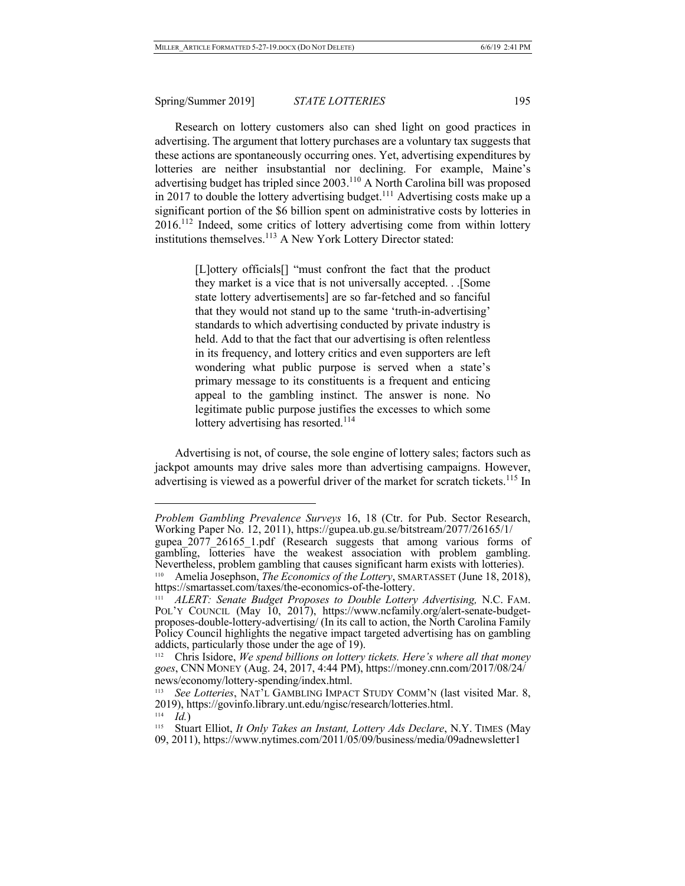Research on lottery customers also can shed light on good practices in advertising. The argument that lottery purchases are a voluntary tax suggests that these actions are spontaneously occurring ones. Yet, advertising expenditures by lotteries are neither insubstantial nor declining. For example, Maine's advertising budget has tripled since 2003.[110] A North Carolina bill was proposed in 2017 to double the lottery advertising budget.[111] Advertising costs make up a significant portion of the $6 billion spent on administrative costs by lotteries in 2016.[112] Indeed, some critics of lottery advertising come from within lottery institutions themselves.[113] A New York Lottery Director stated:

> [L]ottery officials[] "must confront the fact that the product they market is a vice that is not universally accepted. . .[Some state lottery advertisements] are so far-fetched and so fanciful that they would not stand up to the same 'truth-in-advertising' standards to which advertising conducted by private industry is held. Add to that the fact that our advertising is often relentless in its frequency, and lottery critics and even supporters are left wondering what public purpose is served when a state's primary message to its constituents is a frequent and enticing appeal to the gambling instinct. The answer is none. No legitimate public purpose justifies the excesses to which some lottery advertising has resorted.[114]

Advertising is not, of course, the sole engine of lottery sales; factors such as jackpot amounts may drive sales more than advertising campaigns. However, advertising is viewed as a powerful driver of the market for scratch tickets.[115] In

---

*Problem Gambling Prevalence Surveys* 16, 18 (Ctr. for Pub. Sector Research, Working Paper No. 12, 2011), https://gupea.ub.gu.se/bitstream/2077/26165/1/gupea_2077_26165_1.pdf (Research suggests that among various forms of gambling, lotteries have the weakest association with problem gambling. Nevertheless, problem gambling that causes significant harm exists with lotteries).

[110] Amelia Josephson, *The Economics of the Lottery*, SMARTASSET (June 18, 2018), https://smartasset.com/taxes/the-economics-of-the-lottery.

[111] *ALERT: Senate Budget Proposes to Double Lottery Advertising,* N.C. FAM. POL'Y COUNCIL (May 10, 2017), https://www.ncfamily.org/alert-senate-budget-proposes-double-lottery-advertising/ (In its call to action, the North Carolina Family Policy Council highlights the negative impact targeted advertising has on gambling addicts, particularly those under the age of 19).

[112] Chris Isidore, *We spend billions on lottery tickets. Here's where all that money goes*, CNN MONEY (Aug. 24, 2017, 4:44 PM), https://money.cnn.com/2017/08/24/news/economy/lottery-spending/index.html.

[113] *See Lotteries*, NAT'L GAMBLING IMPACT STUDY COMM'N (last visited Mar. 8, 2019), https://govinfo.library.unt.edu/ngisc/research/lotteries.html.

[114] *Id.*)

[115] Stuart Elliot, *It Only Takes an Instant, Lottery Ads Declare*, N.Y. TIMES (May 09, 2011), https://www.nytimes.com/2011/05/09/business/media/09adnewsletter1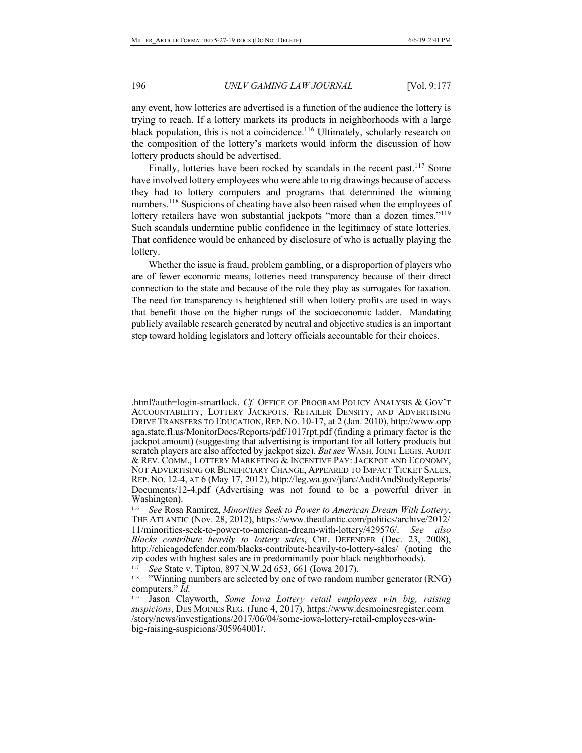any event, how lotteries are advertised is a function of the audience the lottery is trying to reach. If a lottery markets its products in neighborhoods with a large black population, this is not a coincidence.[116] Ultimately, scholarly research on the composition of the lottery's markets would inform the discussion of how lottery products should be advertised.

Finally, lotteries have been rocked by scandals in the recent past.[117] Some have involved lottery employees who were able to rig drawings because of access they had to lottery computers and programs that determined the winning numbers.[118] Suspicions of cheating have also been raised when the employees of lottery retailers have won substantial jackpots "more than a dozen times."[119] Such scandals undermine public confidence in the legitimacy of state lotteries. That confidence would be enhanced by disclosure of who is actually playing the lottery.

Whether the issue is fraud, problem gambling, or a disproportion of players who are of fewer economic means, lotteries need transparency because of their direct connection to the state and because of the role they play as surrogates for taxation. The need for transparency is heightened still when lottery profits are used in ways that benefit those on the higher rungs of the socioeconomic ladder. Mandating publicly available research generated by neutral and objective studies is an important step toward holding legislators and lottery officials accountable for their choices.

---

.html?auth=login-smartlock. *Cf.* OFFICE OF PROGRAM POLICY ANALYSIS & GOV'T ACCOUNTABILITY, LOTTERY JACKPOTS, RETAILER DENSITY, AND ADVERTISING DRIVE TRANSFERS TO EDUCATION, REP. NO. 10-17, at 2 (Jan. 2010), http://www.oppaga.state.fl.us/MonitorDocs/Reports/pdf/1017rpt.pdf (finding a primary factor is the jackpot amount) (suggesting that advertising is important for all lottery products but scratch players are also affected by jackpot size). *But see* WASH. JOINT LEGIS. AUDIT & REV. COMM., LOTTERY MARKETING & INCENTIVE PAY: JACKPOT AND ECONOMY, NOT ADVERTISING OR BENEFICIARY CHANGE, APPEARED TO IMPACT TICKET SALES, REP. NO. 12-4, AT 6 (May 17, 2012), http://leg.wa.gov/jlarc/AuditAndStudyReports/Documents/12-4.pdf (Advertising was not found to be a powerful driver in Washington).

[116] *See* Rosa Ramirez, *Minorities Seek to Power to American Dream With Lottery*, THE ATLANTIC (Nov. 28, 2012), https://www.theatlantic.com/politics/archive/2012/11/minorities-seek-to-power-to-american-dream-with-lottery/429576/. *See also Blacks contribute heavily to lottery sales*, CHI. DEFENDER (Dec. 23, 2008), http://chicagodefender.com/blacks-contribute-heavily-to-lottery-sales/ (noting the zip codes with highest sales are in predominantly poor black neighborhoods).

[117] *See* State v. Tipton, 897 N.W.2d 653, 661 (Iowa 2017).

[118] "Winning numbers are selected by one of two random number generator (RNG) computers." *Id.*

[119] Jason Clayworth, *Some Iowa Lottery retail employees win big, raising suspicions*, DES MOINES REG. (June 4, 2017), https://www.desmoinesregister.com/story/news/investigations/2017/06/04/some-iowa-lottery-retail-employees-win-big-raising-suspicions/305964001/.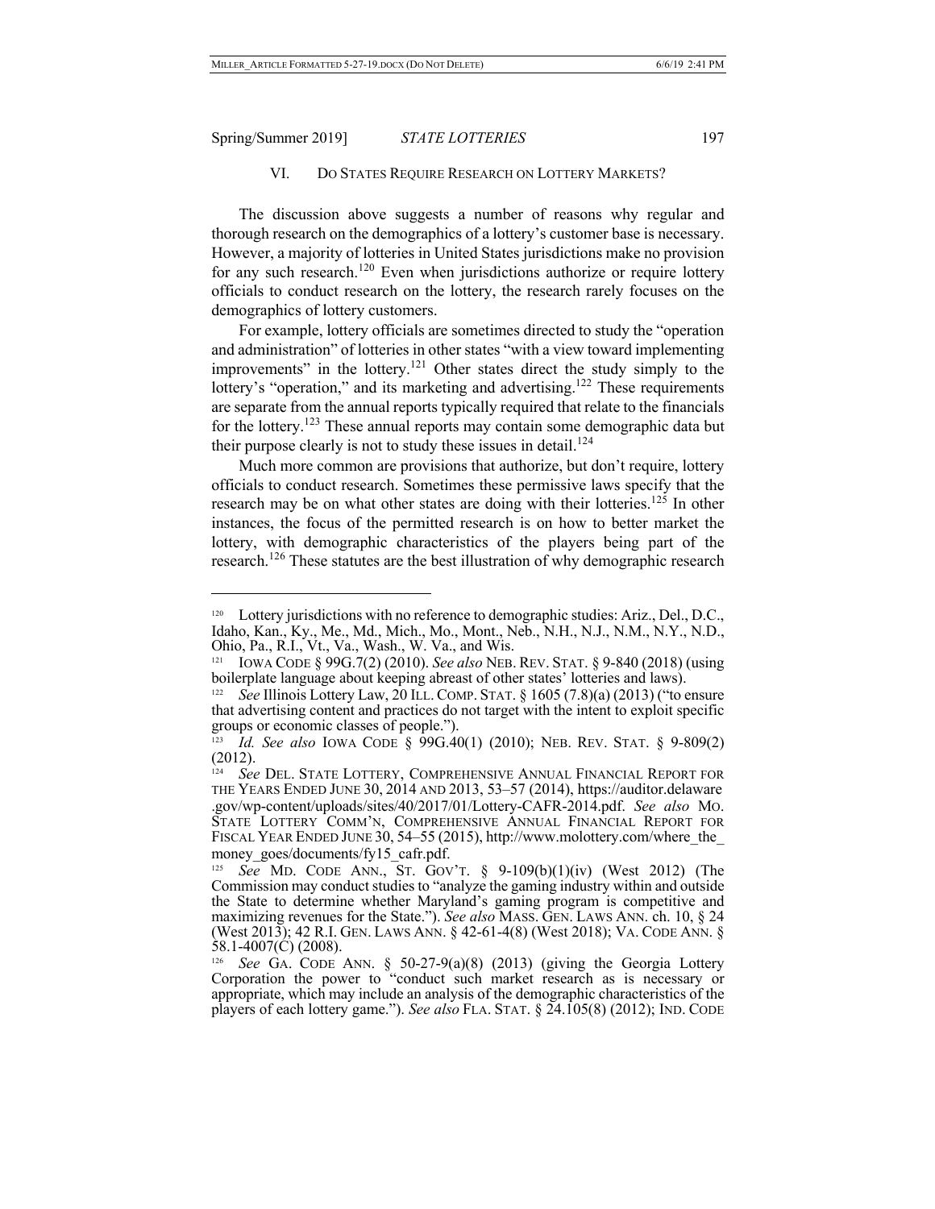## VI. Do States Require Research on Lottery Markets?

The discussion above suggests a number of reasons why regular and thorough research on the demographics of a lottery's customer base is necessary. However, a majority of lotteries in United States jurisdictions make no provision for any such research.[120] Even when jurisdictions authorize or require lottery officials to conduct research on the lottery, the research rarely focuses on the demographics of lottery customers.

For example, lottery officials are sometimes directed to study the "operation and administration" of lotteries in other states "with a view toward implementing improvements" in the lottery.[121] Other states direct the study simply to the lottery's "operation," and its marketing and advertising.[122] These requirements are separate from the annual reports typically required that relate to the financials for the lottery.[123] These annual reports may contain some demographic data but their purpose clearly is not to study these issues in detail.[124]

Much more common are provisions that authorize, but don't require, lottery officials to conduct research. Sometimes these permissive laws specify that the research may be on what other states are doing with their lotteries.[125] In other instances, the focus of the permitted research is on how to better market the lottery, with demographic characteristics of the players being part of the research.[126] These statutes are the best illustration of why demographic research

---

[120] Lottery jurisdictions with no reference to demographic studies: Ariz., Del., D.C., Idaho, Kan., Ky., Me., Md., Mich., Mo., Mont., Neb., N.H., N.J., N.M., N.Y., N.D., Ohio, Pa., R.I., Vt., Va., Wash., W. Va., and Wis.

[121] Iowa Code § 99G.7(2) (2010). *See also* Neb. Rev. Stat. § 9-840 (2018) (using boilerplate language about keeping abreast of other states' lotteries and laws).

[122] *See* Illinois Lottery Law, 20 Ill. Comp. Stat. § 1605 (7.8)(a) (2013) ("to ensure that advertising content and practices do not target with the intent to exploit specific groups or economic classes of people.").

[123] *Id. See also* Iowa Code § 99G.40(1) (2010); Neb. Rev. Stat. § 9-809(2) (2012).

[124] *See* Del. State Lottery, Comprehensive Annual Financial Report for the Years Ended June 30, 2014 and 2013, 53–57 (2014), https://auditor.delaware.gov/wp-content/uploads/sites/40/2017/01/Lottery-CAFR-2014.pdf. *See also* Mo. State Lottery Comm'n, Comprehensive Annual Financial Report for Fiscal Year Ended June 30, 54–55 (2015), http://www.molottery.com/where_the_money_goes/documents/fy15_cafr.pdf.

[125] *See* Md. Code Ann., St. Gov't. § 9-109(b)(1)(iv) (West 2012) (The Commission may conduct studies to "analyze the gaming industry within and outside the State to determine whether Maryland's gaming program is competitive and maximizing revenues for the State."). *See also* Mass. Gen. Laws Ann. ch. 10, § 24 (West 2013); 42 R.I. Gen. Laws Ann. § 42-61-4(8) (West 2018); Va. Code Ann. § 58.1-4007(C) (2008).

[126] *See* Ga. Code Ann. § 50-27-9(a)(8) (2013) (giving the Georgia Lottery Corporation the power to "conduct such market research as is necessary or appropriate, which may include an analysis of the demographic characteristics of the players of each lottery game."). *See also* Fla. Stat. § 24.105(8) (2012); Ind. Code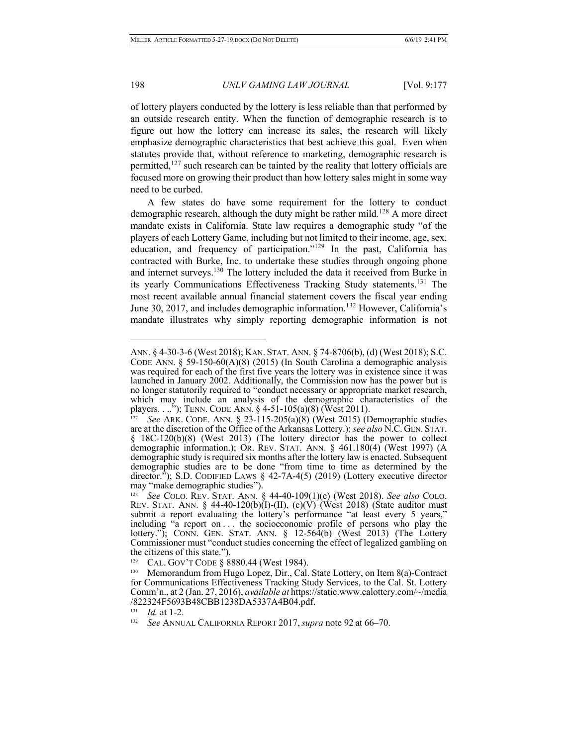of lottery players conducted by the lottery is less reliable than that performed by an outside research entity. When the function of demographic research is to figure out how the lottery can increase its sales, the research will likely emphasize demographic characteristics that best achieve this goal. Even when statutes provide that, without reference to marketing, demographic research is permitted,[127] such research can be tainted by the reality that lottery officials are focused more on growing their product than how lottery sales might in some way need to be curbed.

A few states do have some requirement for the lottery to conduct demographic research, although the duty might be rather mild.[128] A more direct mandate exists in California. State law requires a demographic study "of the players of each Lottery Game, including but not limited to their income, age, sex, education, and frequency of participation."[129] In the past, California has contracted with Burke, Inc. to undertake these studies through ongoing phone and internet surveys.[130] The lottery included the data it received from Burke in its yearly Communications Effectiveness Tracking Study statements.[131] The most recent available annual financial statement covers the fiscal year ending June 30, 2017, and includes demographic information.[132] However, California's mandate illustrates why simply reporting demographic information is not

---

ANN. § 4-30-3-6 (West 2018); KAN. STAT. ANN. § 74-8706(b), (d) (West 2018); S.C. CODE ANN. § 59-150-60(A)(8) (2015) (In South Carolina a demographic analysis was required for each of the first five years the lottery was in existence since it was launched in January 2002. Additionally, the Commission now has the power but is no longer statutorily required to "conduct necessary or appropriate market research, which may include an analysis of the demographic characteristics of the players. . . ."); TENN. CODE ANN. § 4-51-105(a)(8) (West 2011).

[127] *See* ARK. CODE. ANN. § 23-115-205(a)(8) (West 2015) (Demographic studies are at the discretion of the Office of the Arkansas Lottery.); *see also* N.C. GEN. STAT. § 18C-120(b)(8) (West 2013) (The lottery director has the power to collect demographic information.); OR. REV. STAT. ANN. § 461.180(4) (West 1997) (A demographic study is required six months after the lottery law is enacted. Subsequent demographic studies are to be done "from time to time as determined by the director."); S.D. CODIFIED LAWS § 42-7A-4(5) (2019) (Lottery executive director may "make demographic studies").

[128] *See* COLO. REV. STAT. ANN. § 44-40-109(1)(e) (West 2018). *See also* COLO. REV. STAT. ANN. § 44-40-120(b)(I)-(II), (c)(V) (West 2018) (State auditor must submit a report evaluating the lottery's performance "at least every 5 years," including "a report on . . . the socioeconomic profile of persons who play the lottery."); CONN. GEN. STAT. ANN. § 12-564(b) (West 2013) (The Lottery Commissioner must "conduct studies concerning the effect of legalized gambling on the citizens of this state.").

[129] CAL. GOV'T CODE § 8880.44 (West 1984).

[130] Memorandum from Hugo Lopez, Dir., Cal. State Lottery, on Item 8(a)-Contract for Communications Effectiveness Tracking Study Services, to the Cal. St. Lottery Comm'n., at 2 (Jan. 27, 2016), *available at* https://static.www.calottery.com/~/media/822324F5693B48CBB1238DA5337A4B04.pdf.

[131] *Id.* at 1-2.

[132] *See* ANNUAL CALIFORNIA REPORT 2017, *supra* note 92 at 66–70.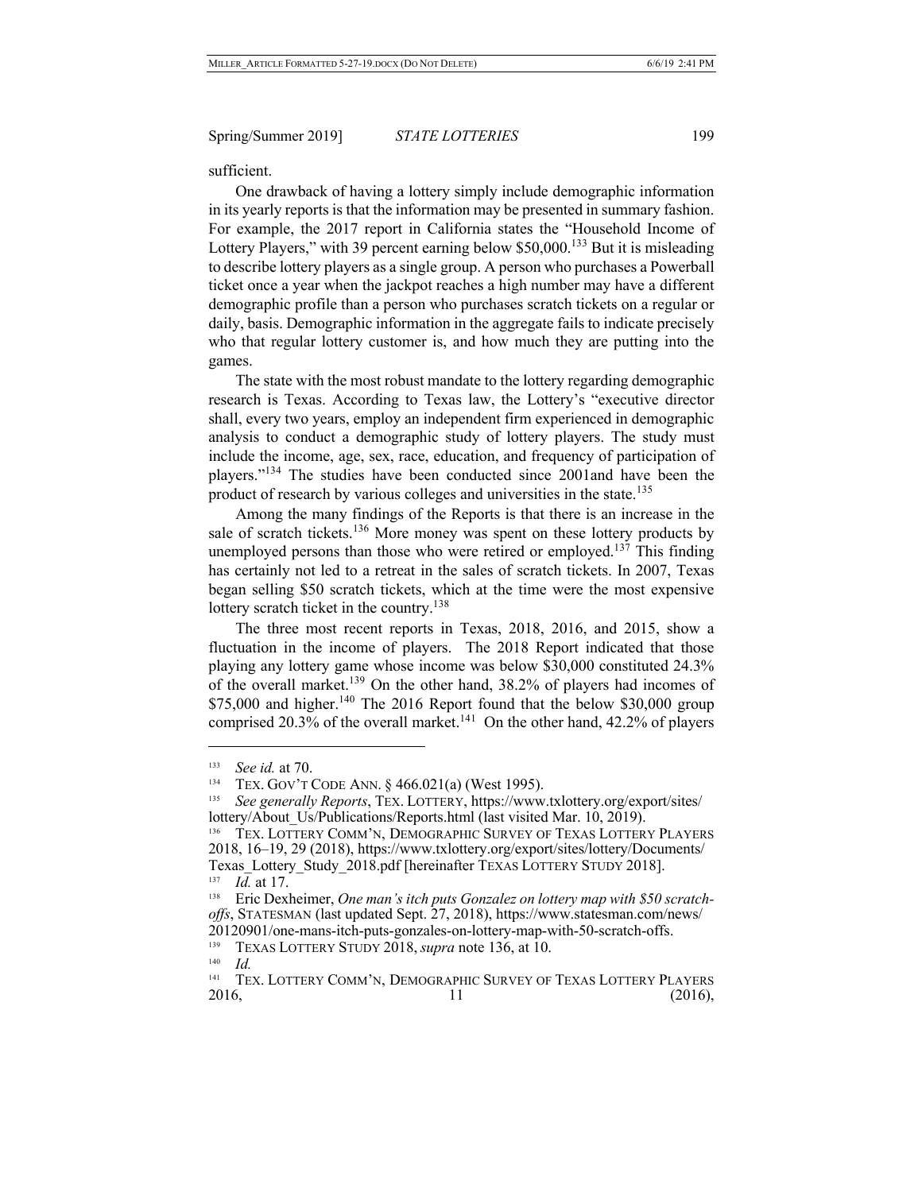sufficient.

One drawback of having a lottery simply include demographic information in its yearly reports is that the information may be presented in summary fashion. For example, the 2017 report in California states the "Household Income of Lottery Players," with 39 percent earning below $50,000.[133] But it is misleading to describe lottery players as a single group. A person who purchases a Powerball ticket once a year when the jackpot reaches a high number may have a different demographic profile than a person who purchases scratch tickets on a regular or daily, basis. Demographic information in the aggregate fails to indicate precisely who that regular lottery customer is, and how much they are putting into the games.

The state with the most robust mandate to the lottery regarding demographic research is Texas. According to Texas law, the Lottery's "executive director shall, every two years, employ an independent firm experienced in demographic analysis to conduct a demographic study of lottery players. The study must include the income, age, sex, race, education, and frequency of participation of players."[134] The studies have been conducted since 2001and have been the product of research by various colleges and universities in the state.[135]

Among the many findings of the Reports is that there is an increase in the sale of scratch tickets.[136] More money was spent on these lottery products by unemployed persons than those who were retired or employed.[137] This finding has certainly not led to a retreat in the sales of scratch tickets. In 2007, Texas began selling $50 scratch tickets, which at the time were the most expensive lottery scratch ticket in the country.[138]

The three most recent reports in Texas, 2018, 2016, and 2015, show a fluctuation in the income of players. The 2018 Report indicated that those playing any lottery game whose income was below $30,000 constituted 24.3% of the overall market.[139] On the other hand, 38.2% of players had incomes of $75,000 and higher.[140] The 2016 Report found that the below $30,000 group comprised 20.3% of the overall market.[141] On the other hand, 42.2% of players

---

[133] *See id.* at 70.

[134] TEX. GOV'T CODE ANN. § 466.021(a) (West 1995).

[135] *See generally Reports*, TEX. LOTTERY, https://www.txlottery.org/export/sites/lottery/About_Us/Publications/Reports.html (last visited Mar. 10, 2019).

[136] TEX. LOTTERY COMM'N, DEMOGRAPHIC SURVEY OF TEXAS LOTTERY PLAYERS 2018, 16–19, 29 (2018), https://www.txlottery.org/export/sites/lottery/Documents/Texas_Lottery_Study_2018.pdf [hereinafter TEXAS LOTTERY STUDY 2018].

[137] *Id.* at 17.

[138] Eric Dexheimer, *One man's itch puts Gonzalez on lottery map with $50 scratch-offs*, STATESMAN (last updated Sept. 27, 2018), https://www.statesman.com/news/20120901/one-mans-itch-puts-gonzales-on-lottery-map-with-50-scratch-offs.

[139] TEXAS LOTTERY STUDY 2018, *supra* note 136, at 10.

[140] *Id.*

[141] TEX. LOTTERY COMM'N, DEMOGRAPHIC SURVEY OF TEXAS LOTTERY PLAYERS 2016, 11 (2016),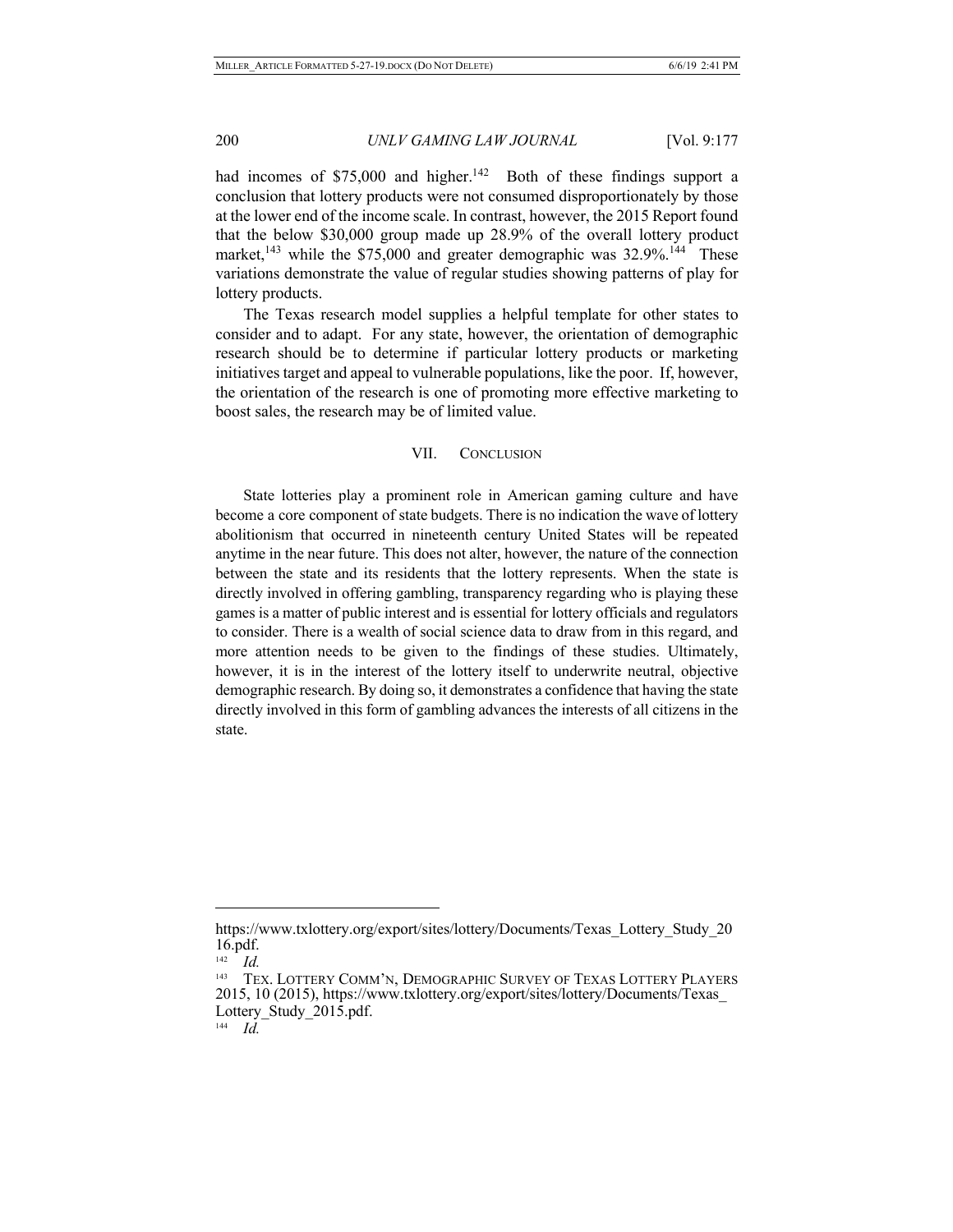had incomes of $75,000 and higher.[142] Both of these findings support a conclusion that lottery products were not consumed disproportionately by those at the lower end of the income scale. In contrast, however, the 2015 Report found that the below $30,000 group made up 28.9% of the overall lottery product market,[143] while the $75,000 and greater demographic was 32.9%.[144] These variations demonstrate the value of regular studies showing patterns of play for lottery products.

The Texas research model supplies a helpful template for other states to consider and to adapt. For any state, however, the orientation of demographic research should be to determine if particular lottery products or marketing initiatives target and appeal to vulnerable populations, like the poor. If, however, the orientation of the research is one of promoting more effective marketing to boost sales, the research may be of limited value.

## VII. Conclusion

State lotteries play a prominent role in American gaming culture and have become a core component of state budgets. There is no indication the wave of lottery abolitionism that occurred in nineteenth century United States will be repeated anytime in the near future. This does not alter, however, the nature of the connection between the state and its residents that the lottery represents. When the state is directly involved in offering gambling, transparency regarding who is playing these games is a matter of public interest and is essential for lottery officials and regulators to consider. There is a wealth of social science data to draw from in this regard, and more attention needs to be given to the findings of these studies. Ultimately, however, it is in the interest of the lottery itself to underwrite neutral, objective demographic research. By doing so, it demonstrates a confidence that having the state directly involved in this form of gambling advances the interests of all citizens in the state.

---

https://www.txlottery.org/export/sites/lottery/Documents/Texas_Lottery_Study_2016.pdf.

[142] *Id.*

[143] Tex. Lottery Comm'n, Demographic Survey of Texas Lottery Players 2015, 10 (2015), https://www.txlottery.org/export/sites/lottery/Documents/Texas_Lottery_Study_2015.pdf.

[144] *Id.*